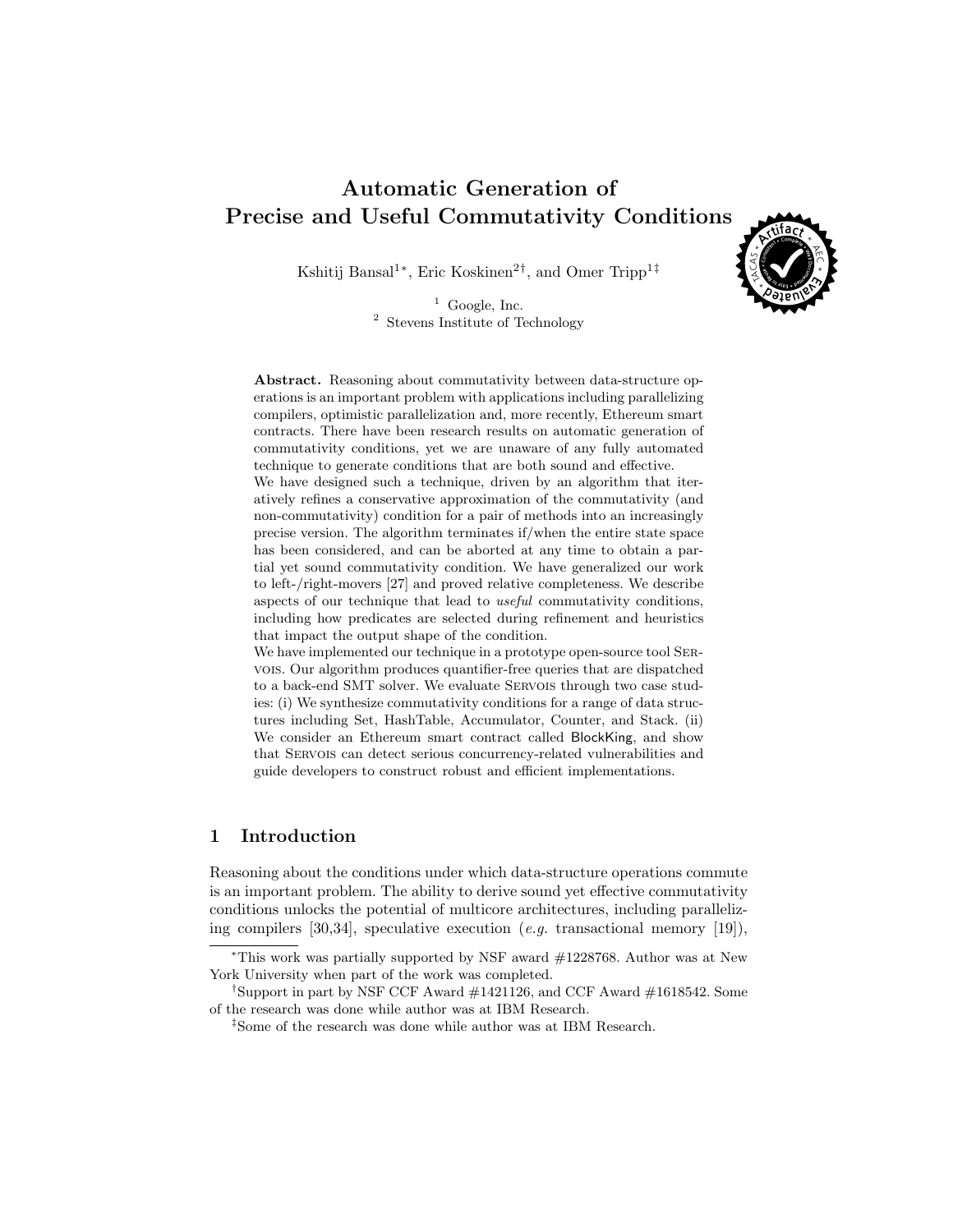# Automatic Generation of Precise and Useful Commutativity Conditions

Kshitij Bansal[1*], Eric Koskinen[2†], and Omer Tripp[1‡]

[1] Google, Inc.
[2] Stevens Institute of Technology

**Abstract.** Reasoning about commutativity between data-structure operations is an important problem with applications including parallelizing compilers, optimistic parallelization and, more recently, Ethereum smart contracts. There have been research results on automatic generation of commutativity conditions, yet we are unaware of any fully automated technique to generate conditions that are both sound and effective.

We have designed such a technique, driven by an algorithm that iteratively refines a conservative approximation of the commutativity (and non-commutativity) condition for a pair of methods into an increasingly precise version. The algorithm terminates if/when the entire state space has been considered, and can be aborted at any time to obtain a partial yet sound commutativity condition. We have generalized our work to left-/right-movers [27] and proved relative completeness. We describe aspects of our technique that lead to *useful* commutativity conditions, including how predicates are selected during refinement and heuristics that impact the output shape of the condition.

We have implemented our technique in a prototype open-source tool Servois. Our algorithm produces quantifier-free queries that are dispatched to a back-end SMT solver. We evaluate Servois through two case studies: (i) We synthesize commutativity conditions for a range of data structures including Set, HashTable, Accumulator, Counter, and Stack. (ii) We consider an Ethereum smart contract called BlockKing, and show that Servois can detect serious concurrency-related vulnerabilities and guide developers to construct robust and efficient implementations.

## 1 Introduction

Reasoning about the conditions under which data-structure operations commute is an important problem. The ability to derive sound yet effective commutativity conditions unlocks the potential of multicore architectures, including parallelizing compilers [30,34], speculative execution (*e.g.* transactional memory [19]),

---

*This work was partially supported by NSF award #1228768. Author was at New York University when part of the work was completed.

†Support in part by NSF CCF Award #1421126, and CCF Award #1618542. Some of the research was done while author was at IBM Research.

‡Some of the research was done while author was at IBM Research.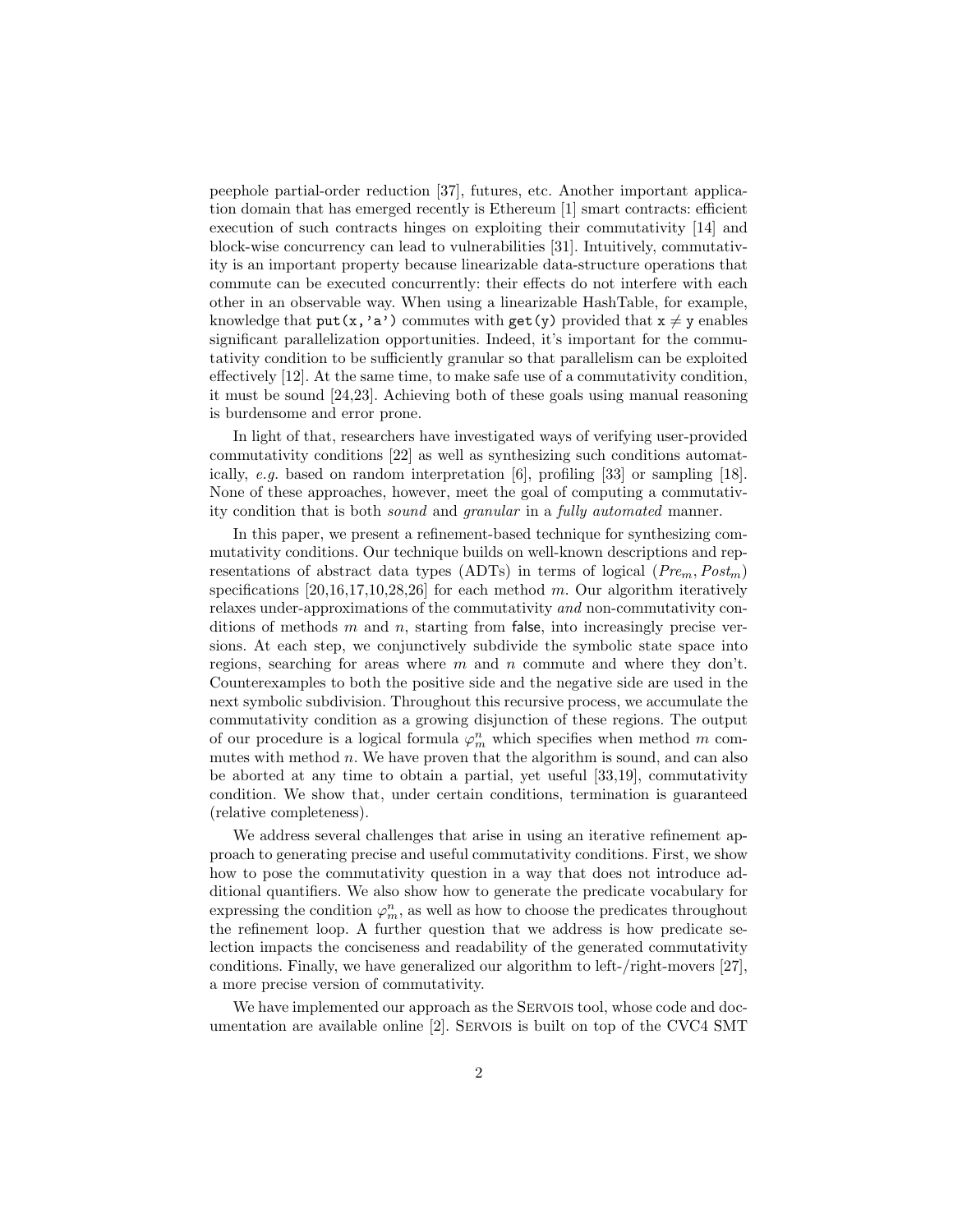peephole partial-order reduction [37], futures, etc. Another important application domain that has emerged recently is Ethereum [1] smart contracts: efficient execution of such contracts hinges on exploiting their commutativity [14] and block-wise concurrency can lead to vulnerabilities [31]. Intuitively, commutativity is an important property because linearizable data-structure operations that commute can be executed concurrently: their effects do not interfere with each other in an observable way. When using a linearizable HashTable, for example, knowledge that `put(x,'a')` commutes with `get(y)` provided that $\mathtt{x} \neq \mathtt{y}$ enables significant parallelization opportunities. Indeed, it's important for the commutativity condition to be sufficiently granular so that parallelism can be exploited effectively [12]. At the same time, to make safe use of a commutativity condition, it must be sound [24,23]. Achieving both of these goals using manual reasoning is burdensome and error prone.

In light of that, researchers have investigated ways of verifying user-provided commutativity conditions [22] as well as synthesizing such conditions automatically, *e.g.* based on random interpretation [6], profiling [33] or sampling [18]. None of these approaches, however, meet the goal of computing a commutativity condition that is both *sound* and *granular* in a *fully automated* manner.

In this paper, we present a refinement-based technique for synthesizing commutativity conditions. Our technique builds on well-known descriptions and representations of abstract data types (ADTs) in terms of logical $(Pre_m, Post_m)$ specifications [20,16,17,10,28,26] for each method $m$. Our algorithm iteratively relaxes under-approximations of the commutativity *and* non-commutativity conditions of methods $m$ and $n$, starting from false, into increasingly precise versions. At each step, we conjunctively subdivide the symbolic state space into regions, searching for areas where $m$ and $n$ commute and where they don't. Counterexamples to both the positive side and the negative side are used in the next symbolic subdivision. Throughout this recursive process, we accumulate the commutativity condition as a growing disjunction of these regions. The output of our procedure is a logical formula $\varphi_m^n$ which specifies when method $m$ commutes with method $n$. We have proven that the algorithm is sound, and can also be aborted at any time to obtain a partial, yet useful [33,19], commutativity condition. We show that, under certain conditions, termination is guaranteed (relative completeness).

We address several challenges that arise in using an iterative refinement approach to generating precise and useful commutativity conditions. First, we show how to pose the commutativity question in a way that does not introduce additional quantifiers. We also show how to generate the predicate vocabulary for expressing the condition $\varphi_m^n$, as well as how to choose the predicates throughout the refinement loop. A further question that we address is how predicate selection impacts the conciseness and readability of the generated commutativity conditions. Finally, we have generalized our algorithm to left-/right-movers [27], a more precise version of commutativity.

We have implemented our approach as the SERVOIS tool, whose code and documentation are available online [2]. SERVOIS is built on top of the CVC4 SMT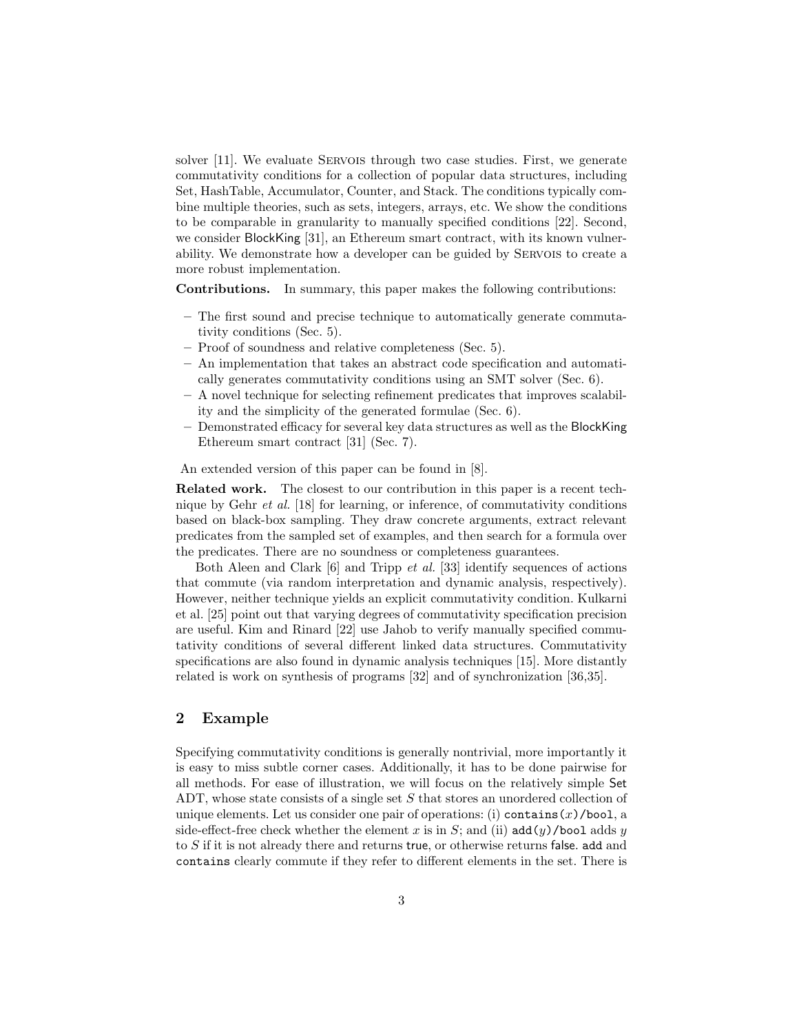solver [11]. We evaluate Servois through two case studies. First, we generate commutativity conditions for a collection of popular data structures, including Set, HashTable, Accumulator, Counter, and Stack. The conditions typically combine multiple theories, such as sets, integers, arrays, etc. We show the conditions to be comparable in granularity to manually specified conditions [22]. Second, we consider BlockKing [31], an Ethereum smart contract, with its known vulnerability. We demonstrate how a developer can be guided by Servois to create a more robust implementation.

**Contributions.** In summary, this paper makes the following contributions:

- The first sound and precise technique to automatically generate commutativity conditions (Sec. 5).
- Proof of soundness and relative completeness (Sec. 5).
- An implementation that takes an abstract code specification and automatically generates commutativity conditions using an SMT solver (Sec. 6).
- A novel technique for selecting refinement predicates that improves scalability and the simplicity of the generated formulae (Sec. 6).
- Demonstrated efficacy for several key data structures as well as the BlockKing Ethereum smart contract [31] (Sec. 7).

An extended version of this paper can be found in [8].

**Related work.** The closest to our contribution in this paper is a recent technique by Gehr *et al.* [18] for learning, or inference, of commutativity conditions based on black-box sampling. They draw concrete arguments, extract relevant predicates from the sampled set of examples, and then search for a formula over the predicates. There are no soundness or completeness guarantees.

Both Aleen and Clark [6] and Tripp *et al.* [33] identify sequences of actions that commute (via random interpretation and dynamic analysis, respectively). However, neither technique yields an explicit commutativity condition. Kulkarni et al. [25] point out that varying degrees of commutativity specification precision are useful. Kim and Rinard [22] use Jahob to verify manually specified commutativity conditions of several different linked data structures. Commutativity specifications are also found in dynamic analysis techniques [15]. More distantly related is work on synthesis of programs [32] and of synchronization [36,35].

## 2 Example

Specifying commutativity conditions is generally nontrivial, more importantly it is easy to miss subtle corner cases. Additionally, it has to be done pairwise for all methods. For ease of illustration, we will focus on the relatively simple Set ADT, whose state consists of a single set $S$ that stores an unordered collection of unique elements. Let us consider one pair of operations: (i) `contains`($x$)`/bool`, a side-effect-free check whether the element $x$ is in $S$; and (ii) `add`($y$)`/bool` adds $y$ to $S$ if it is not already there and returns true, or otherwise returns false. `add` and `contains` clearly commute if they refer to different elements in the set. There is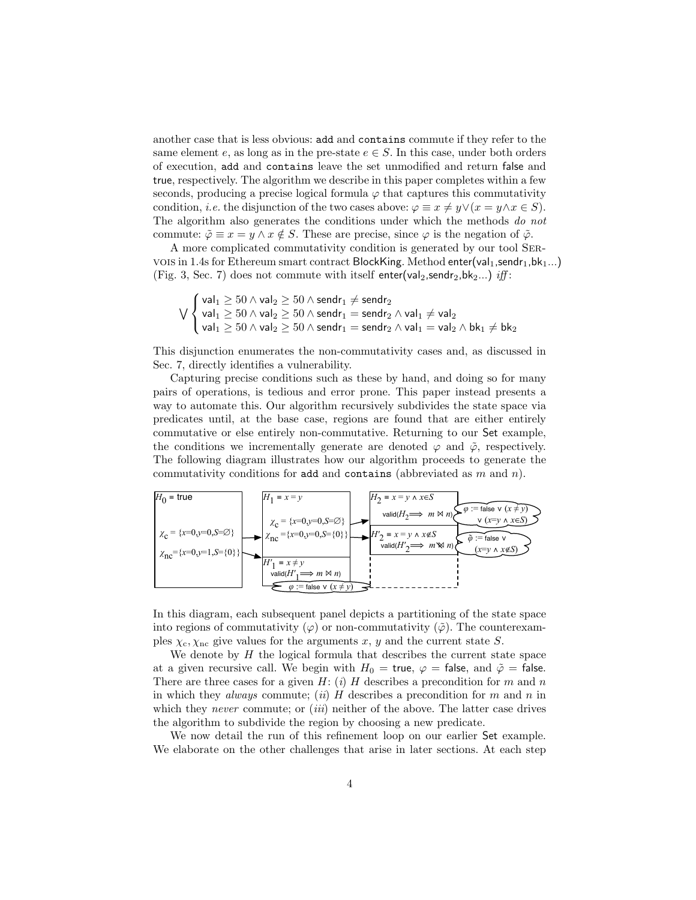another case that is less obvious: `add` and `contains` commute if they refer to the same element $e$, as long as in the pre-state $e \in S$. In this case, under both orders of execution, `add` and `contains` leave the set unmodified and return false and true, respectively. The algorithm we describe in this paper completes within a few seconds, producing a precise logical formula $\varphi$ that captures this commutativity condition, *i.e.* the disjunction of the two cases above: $\varphi \equiv x \neq y \vee (x = y \wedge x \in S)$. The algorithm also generates the conditions under which the methods *do not* commute: $\tilde{\varphi} \equiv x = y \wedge x \notin S$. These are precise, since $\varphi$ is the negation of $\tilde{\varphi}$.

A more complicated commutativity condition is generated by our tool Servois in 1.4s for Ethereum smart contract BlockKing. Method enter($\mathsf{val}_1$,$\mathsf{sendr}_1$,$\mathsf{bk}_1$...) (Fig. 3, Sec. 7) does not commute with itself enter($\mathsf{val}_2$,$\mathsf{sendr}_2$,$\mathsf{bk}_2$...) *iff*:

$$\bigvee \begin{cases} \mathsf{val}_1 \geq 50 \wedge \mathsf{val}_2 \geq 50 \wedge \mathsf{sendr}_1 \neq \mathsf{sendr}_2 \\ \mathsf{val}_1 \geq 50 \wedge \mathsf{val}_2 \geq 50 \wedge \mathsf{sendr}_1 = \mathsf{sendr}_2 \wedge \mathsf{val}_1 \neq \mathsf{val}_2 \\ \mathsf{val}_1 \geq 50 \wedge \mathsf{val}_2 \geq 50 \wedge \mathsf{sendr}_1 = \mathsf{sendr}_2 \wedge \mathsf{val}_1 = \mathsf{val}_2 \wedge \mathsf{bk}_1 \neq \mathsf{bk}_2 \end{cases}$$

This disjunction enumerates the non-commutativity cases and, as discussed in Sec. 7, directly identifies a vulnerability.

Capturing precise conditions such as these by hand, and doing so for many pairs of operations, is tedious and error prone. This paper instead presents a way to automate this. Our algorithm recursively subdivides the state space via predicates until, at the base case, regions are found that are either entirely commutative or else entirely non-commutative. Returning to our Set example, the conditions we incrementally generate are denoted $\varphi$ and $\tilde{\varphi}$, respectively. The following diagram illustrates how our algorithm proceeds to generate the commutativity conditions for `add` and `contains` (abbreviated as $m$ and $n$).

| $H_0 \equiv$ true | $H_1 \equiv x = y$ | $H_2 \equiv x = y \wedge x \in S$ | |
|---|---|---|---|
| $\chi_c = \{x{=}0, y{=}0, S{=}\emptyset\}$ | $\chi_c = \{x{=}0, y{=}0, S{=}\emptyset\}$ | valid($H_2 \Longrightarrow m \bowtie n$) | $\varphi :=$ false $\vee$ $(x \neq y)$ $\vee$ $(x{=}y \wedge x{\in}S)$ |
| $\chi_{nc} = \{x{=}0, y{=}1, S{=}\{0\}\}$ | $\chi_{nc} = \{x{=}0, y{=}0, S{=}\{0\}\}$ | $H'_2 \equiv x = y \wedge x \notin S$ valid($H'_2 \Longrightarrow m \not\bowtie n$) | $\tilde{\varphi} :=$ false $\vee$ $(x{=}y \wedge x{\notin}S)$ |
| | $H'_1 \equiv x \neq y$ valid($H'_1 \Longrightarrow m \bowtie n$) $\varphi :=$ false $\vee$ $(x \neq y)$ | | |

In this diagram, each subsequent panel depicts a partitioning of the state space into regions of commutativity ($\varphi$) or non-commutativity ($\tilde{\varphi}$). The counterexamples $\chi_c, \chi_{nc}$ give values for the arguments $x$, $y$ and the current state $S$.

We denote by $H$ the logical formula that describes the current state space at a given recursive call. We begin with $H_0 =$ true, $\varphi =$ false, and $\tilde{\varphi} =$ false. There are three cases for a given $H$: (*i*) $H$ describes a precondition for $m$ and $n$ in which they *always* commute; (*ii*) $H$ describes a precondition for $m$ and $n$ in which they *never* commute; or (*iii*) neither of the above. The latter case drives the algorithm to subdivide the region by choosing a new predicate.

We now detail the run of this refinement loop on our earlier Set example. We elaborate on the other challenges that arise in later sections. At each step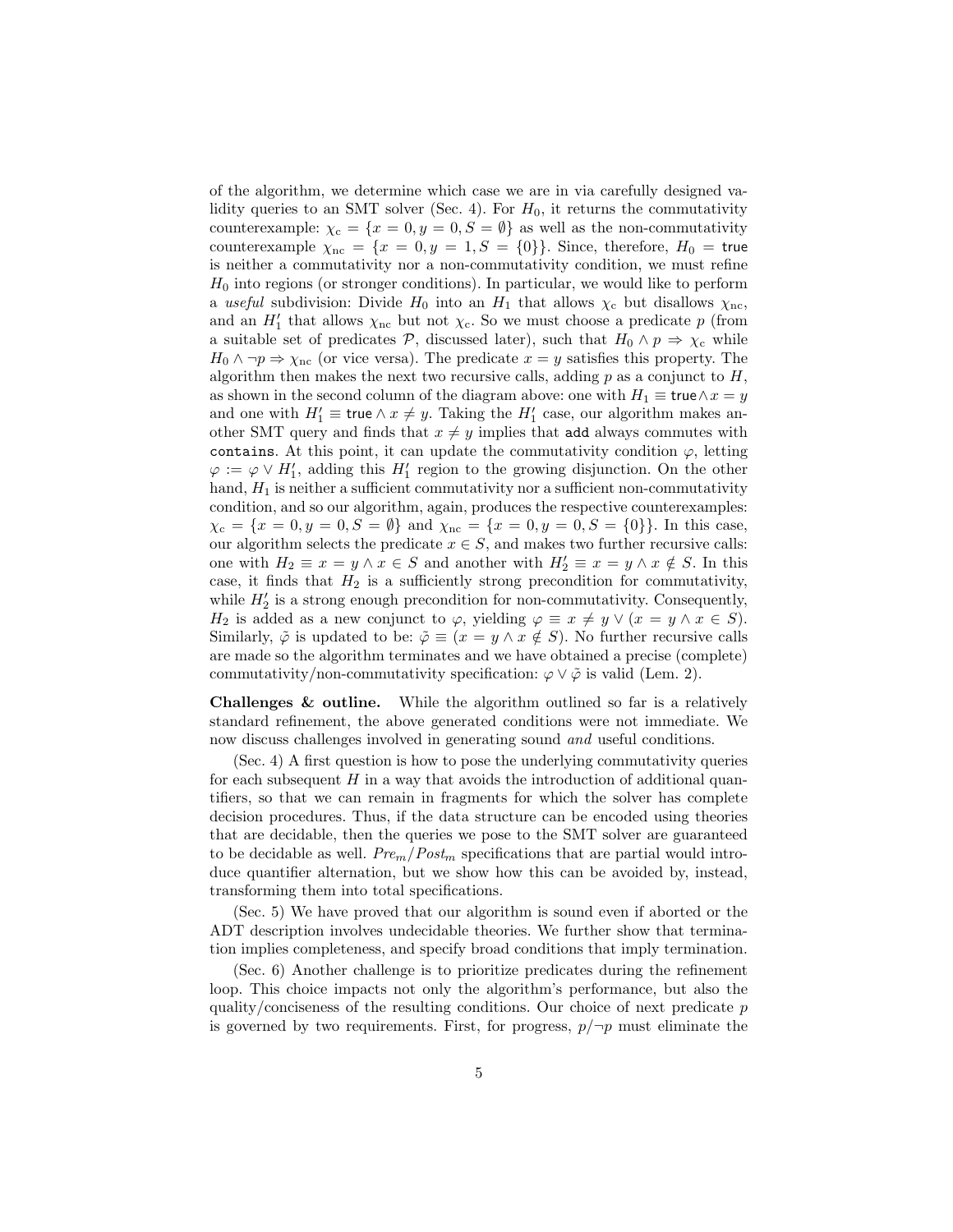of the algorithm, we determine which case we are in via carefully designed validity queries to an SMT solver (Sec. 4). For $H_0$, it returns the commutativity counterexample: $\chi_c = \{x = 0, y = 0, S = \emptyset\}$ as well as the non-commutativity counterexample $\chi_{nc} = \{x = 0, y = 1, S = \{0\}\}$. Since, therefore, $H_0 = \mathsf{true}$ is neither a commutativity nor a non-commutativity condition, we must refine $H_0$ into regions (or stronger conditions). In particular, we would like to perform a *useful* subdivision: Divide $H_0$ into an $H_1$ that allows $\chi_c$ but disallows $\chi_{nc}$, and an $H_1'$ that allows $\chi_{nc}$ but not $\chi_c$. So we must choose a predicate $p$ (from a suitable set of predicates $\mathcal{P}$, discussed later), such that $H_0 \wedge p \Rightarrow \chi_c$ while $H_0 \wedge \neg p \Rightarrow \chi_{nc}$ (or vice versa). The predicate $x = y$ satisfies this property. The algorithm then makes the next two recursive calls, adding $p$ as a conjunct to $H$, as shown in the second column of the diagram above: one with $H_1 \equiv \mathsf{true} \wedge x = y$ and one with $H_1' \equiv \mathsf{true} \wedge x \neq y$. Taking the $H_1'$ case, our algorithm makes another SMT query and finds that $x \neq y$ implies that `add` always commutes with `contains`. At this point, it can update the commutativity condition $\varphi$, letting $\varphi := \varphi \vee H_1'$, adding this $H_1'$ region to the growing disjunction. On the other hand, $H_1$ is neither a sufficient commutativity nor a sufficient non-commutativity condition, and so our algorithm, again, produces the respective counterexamples: $\chi_c = \{x = 0, y = 0, S = \emptyset\}$ and $\chi_{nc} = \{x = 0, y = 0, S = \{0\}\}$. In this case, our algorithm selects the predicate $x \in S$, and makes two further recursive calls: one with $H_2 \equiv x = y \wedge x \in S$ and another with $H_2' \equiv x = y \wedge x \notin S$. In this case, it finds that $H_2$ is a sufficiently strong precondition for commutativity, while $H_2'$ is a strong enough precondition for non-commutativity. Consequently, $H_2$ is added as a new conjunct to $\varphi$, yielding $\varphi \equiv x \neq y \vee (x = y \wedge x \in S)$. Similarly, $\tilde{\varphi}$ is updated to be: $\tilde{\varphi} \equiv (x = y \wedge x \notin S)$. No further recursive calls are made so the algorithm terminates and we have obtained a precise (complete) commutativity/non-commutativity specification: $\varphi \vee \tilde{\varphi}$ is valid (Lem. 2).

**Challenges & outline.** While the algorithm outlined so far is a relatively standard refinement, the above generated conditions were not immediate. We now discuss challenges involved in generating sound *and* useful conditions.

(Sec. 4) A first question is how to pose the underlying commutativity queries for each subsequent $H$ in a way that avoids the introduction of additional quantifiers, so that we can remain in fragments for which the solver has complete decision procedures. Thus, if the data structure can be encoded using theories that are decidable, then the queries we pose to the SMT solver are guaranteed to be decidable as well. $Pre_m/Post_m$ specifications that are partial would introduce quantifier alternation, but we show how this can be avoided by, instead, transforming them into total specifications.

(Sec. 5) We have proved that our algorithm is sound even if aborted or the ADT description involves undecidable theories. We further show that termination implies completeness, and specify broad conditions that imply termination.

(Sec. 6) Another challenge is to prioritize predicates during the refinement loop. This choice impacts not only the algorithm's performance, but also the quality/conciseness of the resulting conditions. Our choice of next predicate $p$ is governed by two requirements. First, for progress, $p/\neg p$ must eliminate the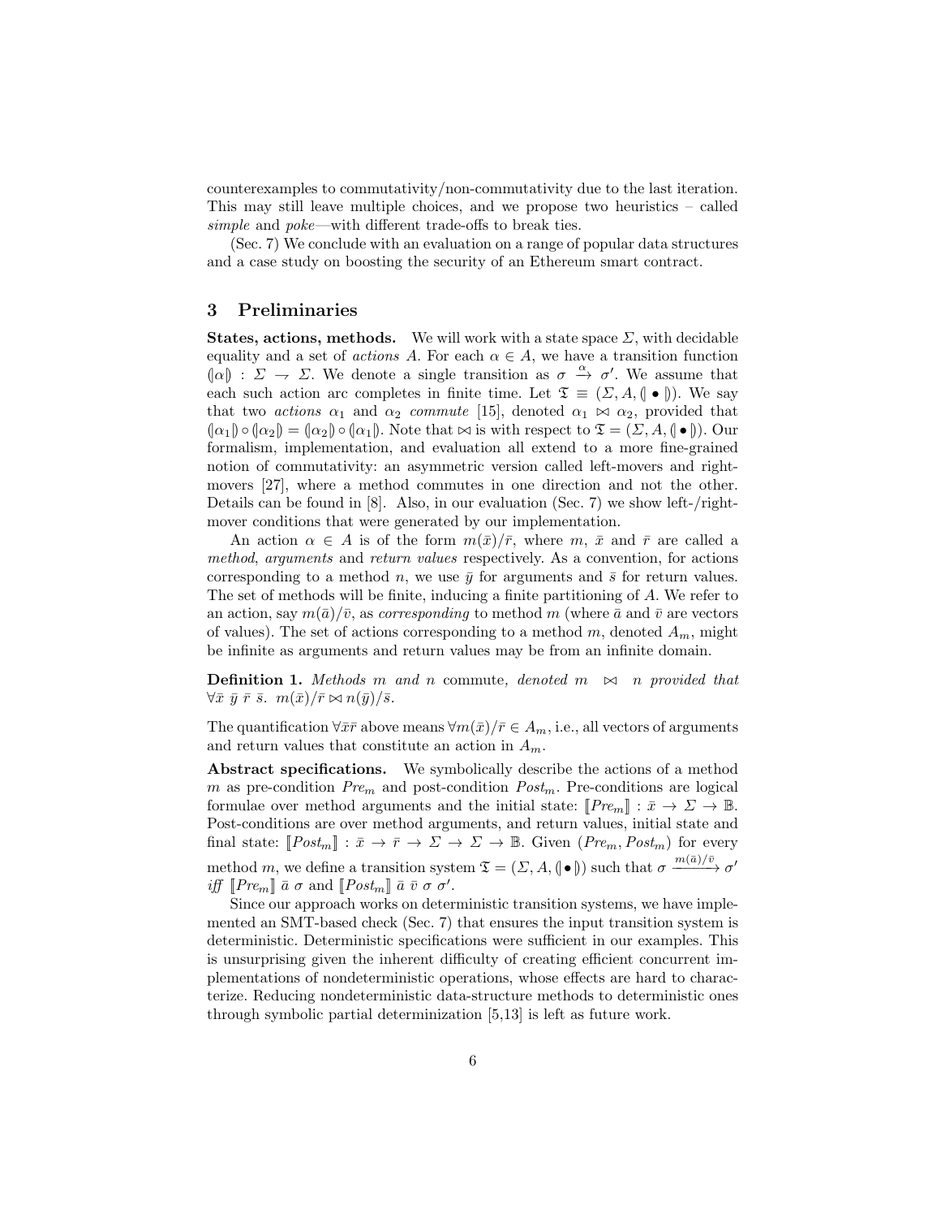counterexamples to commutativity/non-commutativity due to the last iteration. This may still leave multiple choices, and we propose two heuristics – called *simple* and *poke*—with different trade-offs to break ties.

(Sec. 7) We conclude with an evaluation on a range of popular data structures and a case study on boosting the security of an Ethereum smart contract.

## 3 Preliminaries

**States, actions, methods.** We will work with a state space $\Sigma$, with decidable equality and a set of *actions* $A$. For each $\alpha \in A$, we have a transition function $(\!|\alpha|\!) : \Sigma \rightharpoonup \Sigma$. We denote a single transition as $\sigma \xrightarrow{\alpha} \sigma'$. We assume that each such action arc completes in finite time. Let $\mathfrak{T} \equiv (\Sigma, A, (\!|\bullet|\!))$. We say that two *actions* $\alpha_1$ and $\alpha_2$ *commute* [15], denoted $\alpha_1 \bowtie \alpha_2$, provided that $(\!|\alpha_1|\!) \circ (\!|\alpha_2|\!) = (\!|\alpha_2|\!) \circ (\!|\alpha_1|\!)$. Note that $\bowtie$ is with respect to $\mathfrak{T} = (\Sigma, A, (\!|\bullet|\!))$. Our formalism, implementation, and evaluation all extend to a more fine-grained notion of commutativity: an asymmetric version called left-movers and right-movers [27], where a method commutes in one direction and not the other. Details can be found in [8]. Also, in our evaluation (Sec. 7) we show left-/right-mover conditions that were generated by our implementation.

An action $\alpha \in A$ is of the form $m(\bar{x})/\bar{r}$, where $m$, $\bar{x}$ and $\bar{r}$ are called a *method*, *arguments* and *return values* respectively. As a convention, for actions corresponding to a method $n$, we use $\bar{y}$ for arguments and $\bar{s}$ for return values. The set of methods will be finite, inducing a finite partitioning of $A$. We refer to an action, say $m(\bar{a})/\bar{v}$, as *corresponding* to method $m$ (where $\bar{a}$ and $\bar{v}$ are vectors of values). The set of actions corresponding to a method $m$, denoted $A_m$, might be infinite as arguments and return values may be from an infinite domain.

**Definition 1.** *Methods $m$ and $n$* commute*, denoted $m \bowtie n$ provided that $\forall \bar{x}\ \bar{y}\ \bar{r}\ \bar{s}.\ m(\bar{x})/\bar{r} \bowtie n(\bar{y})/\bar{s}$.*

The quantification $\forall \bar{x}\bar{r}$ above means $\forall m(\bar{x})/\bar{r} \in A_m$, i.e., all vectors of arguments and return values that constitute an action in $A_m$.

**Abstract specifications.** We symbolically describe the actions of a method $m$ as pre-condition $Pre_m$ and post-condition $Post_m$. Pre-conditions are logical formulae over method arguments and the initial state: $[\![Pre_m]\!] : \bar{x} \to \Sigma \to \mathbb{B}$. Post-conditions are over method arguments, and return values, initial state and final state: $[\![Post_m]\!] : \bar{x} \to \bar{r} \to \Sigma \to \Sigma \to \mathbb{B}$. Given $(Pre_m, Post_m)$ for every method $m$, we define a transition system $\mathfrak{T} = (\Sigma, A, (\!|\bullet|\!))$ such that $\sigma \xrightarrow{m(\bar{a})/\bar{v}} \sigma'$ *iff* $[\![Pre_m]\!]\ \bar{a}\ \sigma$ and $[\![Post_m]\!]\ \bar{a}\ \bar{v}\ \sigma\ \sigma'$.

Since our approach works on deterministic transition systems, we have implemented an SMT-based check (Sec. 7) that ensures the input transition system is deterministic. Deterministic specifications were sufficient in our examples. This is unsurprising given the inherent difficulty of creating efficient concurrent implementations of nondeterministic operations, whose effects are hard to characterize. Reducing nondeterministic data-structure methods to deterministic ones through symbolic partial determinization [5,13] is left as future work.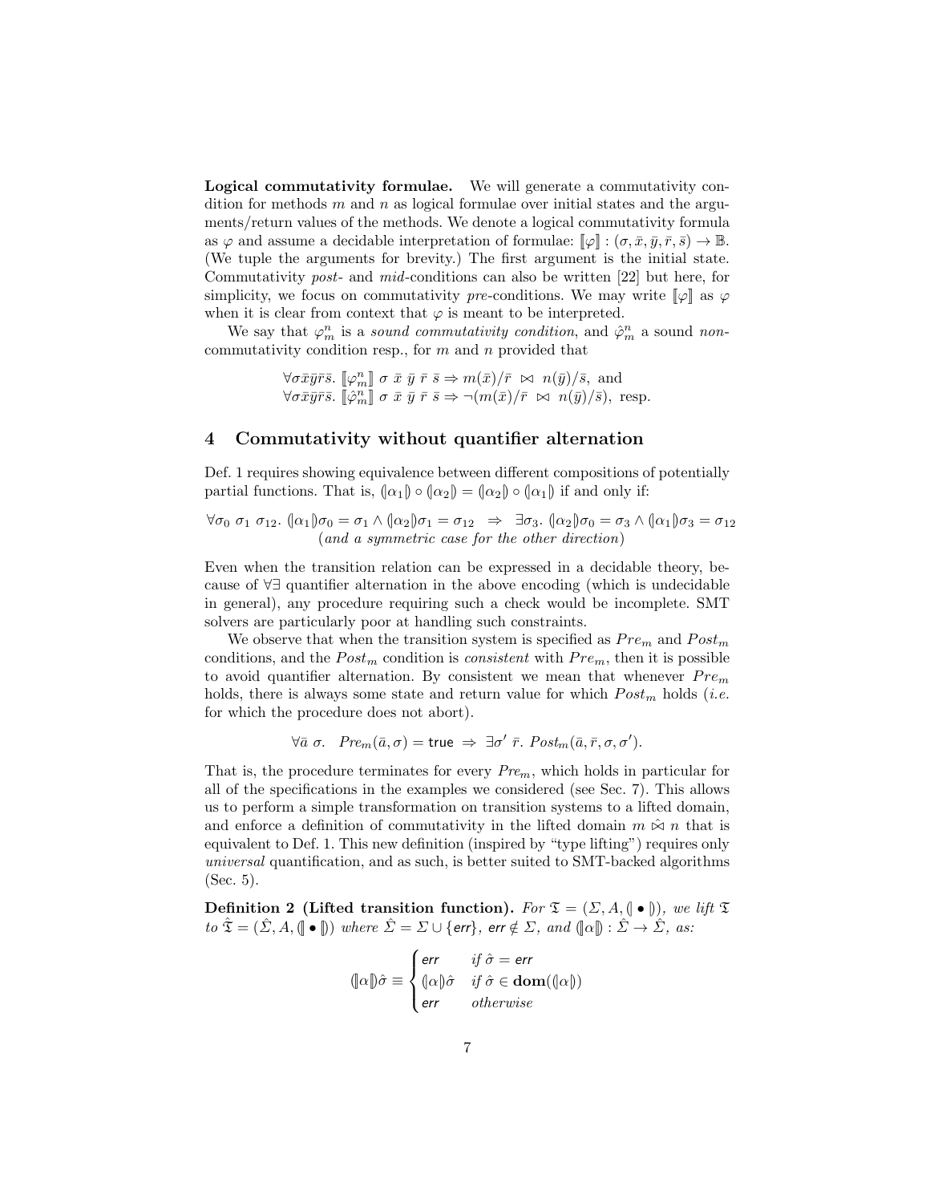**Logical commutativity formulae.** We will generate a commutativity condition for methods $m$ and $n$ as logical formulae over initial states and the arguments/return values of the methods. We denote a logical commutativity formula as $\varphi$ and assume a decidable interpretation of formulae: $[\![\varphi]\!] : (\sigma, \bar{x}, \bar{y}, \bar{r}, \bar{s}) \to \mathbb{B}$. (We tuple the arguments for brevity.) The first argument is the initial state. Commutativity *post*- and *mid*-conditions can also be written [22] but here, for simplicity, we focus on commutativity *pre*-conditions. We may write $[\![\varphi]\!]$ as $\varphi$ when it is clear from context that $\varphi$ is meant to be interpreted.

We say that $\varphi_m^n$ is a *sound commutativity condition*, and $\hat{\varphi}_m^n$ a sound *non*-commutativity condition resp., for $m$ and $n$ provided that

$$\forall \sigma \bar{x} \bar{y} \bar{r} \bar{s}.\ [\![\varphi_m^n]\!]\ \sigma\ \bar{x}\ \bar{y}\ \bar{r}\ \bar{s} \Rightarrow m(\bar{x})/\bar{r}\ \bowtie\ n(\bar{y})/\bar{s},\ \text{and}$$
$$\forall \sigma \bar{x} \bar{y} \bar{r} \bar{s}.\ [\![\hat{\varphi}_m^n]\!]\ \sigma\ \bar{x}\ \bar{y}\ \bar{r}\ \bar{s} \Rightarrow \neg(m(\bar{x})/\bar{r}\ \bowtie\ n(\bar{y})/\bar{s}),\ \text{resp.}$$

## 4 Commutativity without quantifier alternation

Def. 1 requires showing equivalence between different compositions of potentially partial functions. That is, $(\!|\alpha_1|\!) \circ (\!|\alpha_2|\!) = (\!|\alpha_2|\!) \circ (\!|\alpha_1|\!)$ if and only if:

$$\forall \sigma_0\ \sigma_1\ \sigma_{12}.\ (\!|\alpha_1|\!)\sigma_0 = \sigma_1 \wedge (\!|\alpha_2|\!)\sigma_1 = \sigma_{12} \ \Rightarrow\ \exists \sigma_3.\ (\!|\alpha_2|\!)\sigma_0 = \sigma_3 \wedge (\!|\alpha_1|\!)\sigma_3 = \sigma_{12}$$

(*and a symmetric case for the other direction*)

Even when the transition relation can be expressed in a decidable theory, because of $\forall\exists$ quantifier alternation in the above encoding (which is undecidable in general), any procedure requiring such a check would be incomplete. SMT solvers are particularly poor at handling such constraints.

We observe that when the transition system is specified as $Pre_m$ and $Post_m$ conditions, and the $Post_m$ condition is *consistent* with $Pre_m$, then it is possible to avoid quantifier alternation. By consistent we mean that whenever $Pre_m$ holds, there is always some state and return value for which $Post_m$ holds (*i.e.* for which the procedure does not abort).

$$\forall \bar{a}\ \sigma.\ \ Pre_m(\bar{a}, \sigma) = \mathsf{true}\ \Rightarrow\ \exists \sigma'\ \bar{r}.\ Post_m(\bar{a}, \bar{r}, \sigma, \sigma').$$

That is, the procedure terminates for every $Pre_m$, which holds in particular for all of the specifications in the examples we considered (see Sec. 7). This allows us to perform a simple transformation on transition systems to a lifted domain, and enforce a definition of commutativity in the lifted domain $m \mathbin{\hat{\bowtie}} n$ that is equivalent to Def. 1. This new definition (inspired by "type lifting") requires only *universal* quantification, and as such, is better suited to SMT-backed algorithms (Sec. 5).

**Definition 2 (Lifted transition function).** *For $\mathfrak{T} = (\Sigma, A, (\!| \bullet |\!))$, we lift $\mathfrak{T}$ to $\hat{\mathfrak{T}} = (\hat{\Sigma}, A, (\!\![ \bullet ]\!\!))$ where $\hat{\Sigma} = \Sigma \cup \{\mathsf{err}\}$, $\mathsf{err} \notin \Sigma$, and $(\!\![\alpha]\!\!) : \hat{\Sigma} \to \hat{\Sigma}$, as:*

$$(\!\![\alpha]\!\!)\hat{\sigma} \equiv \begin{cases} \mathsf{err} & \text{if } \hat{\sigma} = \mathsf{err} \\ (\!|\alpha|\!)\hat{\sigma} & \text{if } \hat{\sigma} \in \mathbf{dom}((\!|\alpha|\!)) \\ \mathsf{err} & \text{otherwise} \end{cases}$$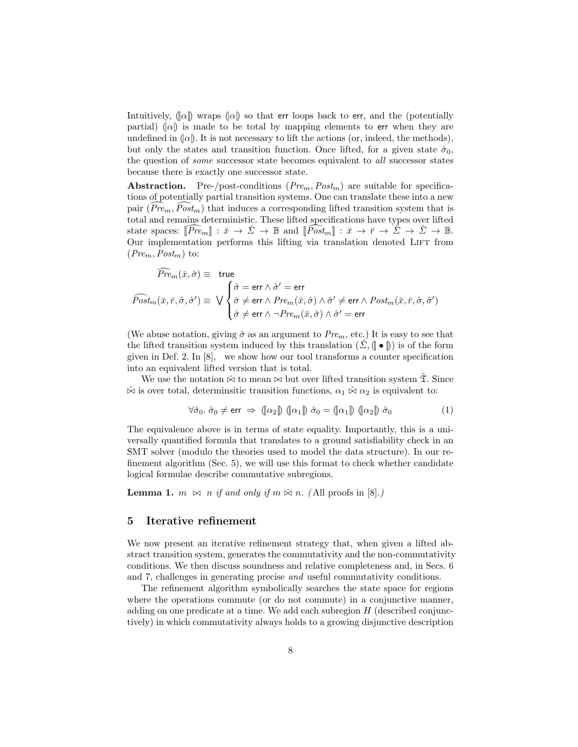Intuitively, $(\!|\alpha|\!)$ wraps $(\!|\alpha|\!)$ so that $\mathsf{err}$ loops back to $\mathsf{err}$, and the (potentially partial) $(\!|\alpha|\!)$ is made to be total by mapping elements to $\mathsf{err}$ when they are undefined in $(\!|\alpha|\!)$. It is not necessary to lift the actions (or, indeed, the methods), but only the states and transition function. Once lifted, for a given state $\hat{\sigma}_0$, the question of *some* successor state becomes equivalent to *all* successor states because there is exactly one successor state.

**Abstraction.** Pre-/post-conditions $(Pre_m, Post_m)$ are suitable for specifications of potentially partial transition systems. One can translate these into a new pair $(\widehat{Pre}_m, \widehat{Post}_m)$ that induces a corresponding lifted transition system that is total and remains deterministic. These lifted specifications have types over lifted state spaces: $[\![\widehat{Pre}_m]\!] : \bar{x} \to \hat{\Sigma} \to \mathbb{B}$ and $[\![\widehat{Post}_m]\!] : \bar{x} \to \bar{r} \to \hat{\Sigma} \to \hat{\Sigma} \to \mathbb{B}$. Our implementation performs this lifting via translation denoted LIFT from $(Pre_m, Post_m)$ to:

$$
\begin{aligned}
\widehat{Pre}_m(\bar{x}, \hat{\sigma}) &\equiv \ \mathsf{true} \\
\widehat{Post}_m(\bar{x}, \bar{r}, \hat{\sigma}, \hat{\sigma}') &\equiv \bigvee \begin{cases} \hat{\sigma} = \mathsf{err} \wedge \hat{\sigma}' = \mathsf{err} \\ \hat{\sigma} \neq \mathsf{err} \wedge Pre_m(\bar{x}, \hat{\sigma}) \wedge \hat{\sigma}' \neq \mathsf{err} \wedge Post_m(\bar{x}, \bar{r}, \hat{\sigma}, \hat{\sigma}') \\ \hat{\sigma} \neq \mathsf{err} \wedge \neg Pre_m(\bar{x}, \hat{\sigma}) \wedge \hat{\sigma}' = \mathsf{err} \end{cases}
\end{aligned}
$$

(We abuse notation, giving $\hat{\sigma}$ as an argument to $Pre_m$, etc.) It is easy to see that the lifted transition system induced by this translation $(\hat{\Sigma}, (\!|\bullet|\!))$ is of the form given in Def. 2. In [8], we show how our tool transforms a counter specification into an equivalent lifted version that is total.

We use the notation $\hat{\bowtie}$ to mean $\bowtie$ but over lifted transition system $\hat{\mathfrak{T}}$. Since $\hat{\bowtie}$ is over total, determinsitic transition functions, $\alpha_1 \mathbin{\hat{\bowtie}} \alpha_2$ is equivalent to:

$$
\forall \hat{\sigma}_0.\ \hat{\sigma}_0 \neq \mathsf{err} \ \Rightarrow \ (\!|\alpha_2|\!)\ (\!|\alpha_1|\!)\ \hat{\sigma}_0 = (\!|\alpha_1|\!)\ (\!|\alpha_2|\!)\ \hat{\sigma}_0 \tag{1}
$$

The equivalence above is in terms of state equality. Importantly, this is a universally quantified formula that translates to a ground satisfiability check in an SMT solver (modulo the theories used to model the data structure). In our refinement algorithm (Sec. 5), we will use this format to check whether candidate logical formulae describe commutative subregions.

**Lemma 1.** *$m \bowtie n$ if and only if $m \mathbin{\hat{\bowtie}} n$. (*All proofs in [8].*)*

## 5 Iterative refinement

We now present an iterative refinement strategy that, when given a lifted abstract transition system, generates the commutativity and the non-commutativity conditions. We then discuss soundness and relative completeness and, in Secs. 6 and 7, challenges in generating precise *and* useful commutativity conditions.

The refinement algorithm symbolically searches the state space for regions where the operations commute (or do not commute) in a conjunctive manner, adding on one predicate at a time. We add each subregion $H$ (described conjunctively) in which commutativity always holds to a growing disjunctive description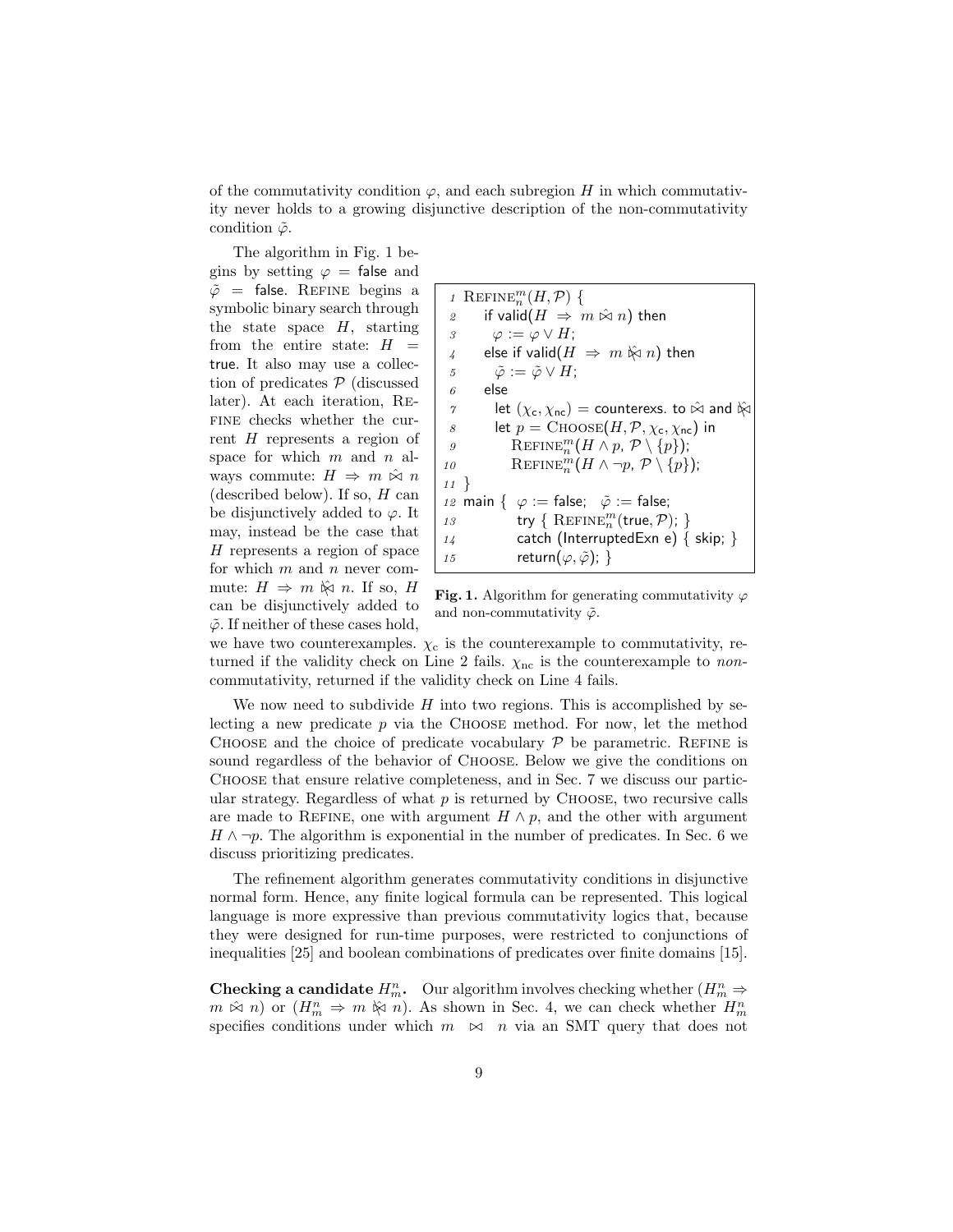of the commutativity condition $\varphi$, and each subregion $H$ in which commutativity never holds to a growing disjunctive description of the non-commutativity condition $\tilde{\varphi}$.

```
1  REFINE^m_n(H, P) {
2     if valid(H ⇒ m ⋈̂ n) then
3        φ := φ ∨ H;
4     else if valid(H ⇒ m ⋈̸̂ n) then
5        φ̃ := φ̃ ∨ H;
6     else
7        let (χ_c, χ_nc) = counterexs. to ⋈̂ and ⋈̸̂
8        let p = CHOOSE(H, P, χ_c, χ_nc) in
9           REFINE^m_n(H ∧ p, P \ {p});
10          REFINE^m_n(H ∧ ¬p, P \ {p});
11 }
12 main { φ := false;  φ̃ := false;
13        try { REFINE^m_n(true, P); }
14        catch (InterruptedExn e) { skip; }
15        return(φ, φ̃); }
```

**Fig. 1.** Algorithm for generating commutativity $\varphi$ and non-commutativity $\tilde{\varphi}$.

The algorithm in Fig. 1 begins by setting $\varphi$ = false and $\tilde{\varphi}$ = false. Refine begins a symbolic binary search through the state space $H$, starting from the entire state: $H$ = true. It also may use a collection of predicates $\mathcal{P}$ (discussed later). At each iteration, Refine checks whether the current $H$ represents a region of space for which $m$ and $n$ always commute: $H \Rightarrow m \hat{\bowtie} n$ (described below). If so, $H$ can be disjunctively added to $\varphi$. It may, instead be the case that $H$ represents a region of space for which $m$ and $n$ never commute: $H \Rightarrow m \hat{\not\bowtie} n$. If so, $H$ can be disjunctively added to $\tilde{\varphi}$. If neither of these cases hold, we have two counterexamples. $\chi_c$ is the counterexample to commutativity, returned if the validity check on Line 2 fails. $\chi_{nc}$ is the counterexample to *non*-commutativity, returned if the validity check on Line 4 fails.

We now need to subdivide $H$ into two regions. This is accomplished by selecting a new predicate $p$ via the Choose method. For now, let the method Choose and the choice of predicate vocabulary $\mathcal{P}$ be parametric. Refine is sound regardless of the behavior of Choose. Below we give the conditions on Choose that ensure relative completeness, and in Sec. 7 we discuss our particular strategy. Regardless of what $p$ is returned by Choose, two recursive calls are made to Refine, one with argument $H \wedge p$, and the other with argument $H \wedge \neg p$. The algorithm is exponential in the number of predicates. In Sec. 6 we discuss prioritizing predicates.

The refinement algorithm generates commutativity conditions in disjunctive normal form. Hence, any finite logical formula can be represented. This logical language is more expressive than previous commutativity logics that, because they were designed for run-time purposes, were restricted to conjunctions of inequalities [25] and boolean combinations of predicates over finite domains [15].

**Checking a candidate $H^n_m$.** Our algorithm involves checking whether ($H^n_m \Rightarrow m \hat{\bowtie} n$) or ($H^n_m \Rightarrow m \hat{\not\bowtie} n$). As shown in Sec. 4, we can check whether $H^n_m$ specifies conditions under which $m \bowtie n$ via an SMT query that does not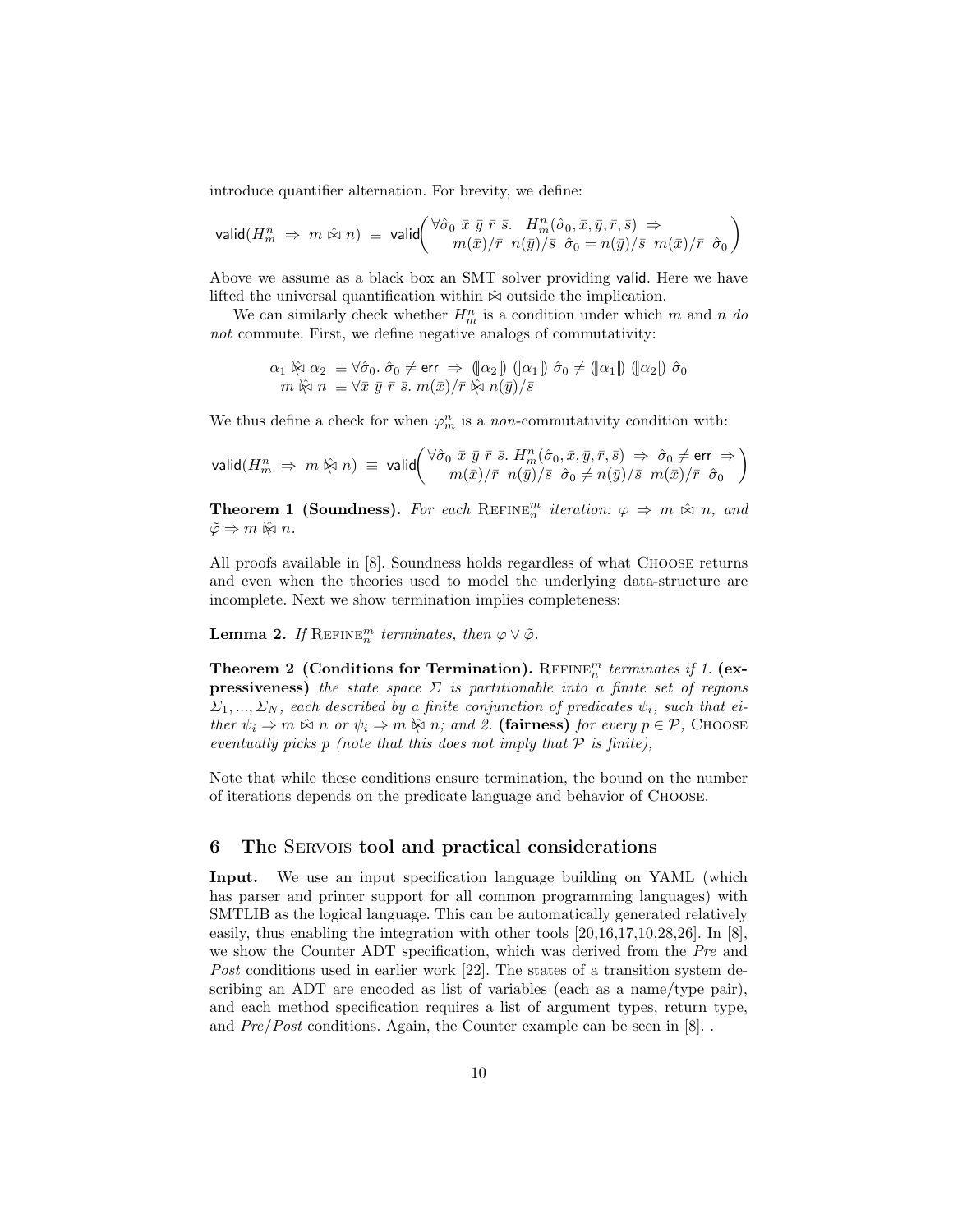introduce quantifier alternation. For brevity, we define:

$$\mathsf{valid}(H^n_m \Rightarrow m \,\hat{\bowtie}\, n) \equiv \mathsf{valid}\begin{pmatrix} \forall \hat{\sigma}_0 \; \bar{x} \; \bar{y} \; \bar{r} \; \bar{s}. \;\; H^n_m(\hat{\sigma}_0, \bar{x}, \bar{y}, \bar{r}, \bar{s}) \Rightarrow \\ m(\bar{x})/\bar{r} \;\; n(\bar{y})/\bar{s} \;\; \hat{\sigma}_0 = n(\bar{y})/\bar{s} \;\; m(\bar{x})/\bar{r} \;\; \hat{\sigma}_0 \end{pmatrix}$$

Above we assume as a black box an SMT solver providing valid. Here we have lifted the universal quantification within $\hat{\bowtie}$ outside the implication.

We can similarly check whether $H^n_m$ is a condition under which $m$ and $n$ *do not* commute. First, we define negative analogs of commutativity:

$$\begin{aligned} \alpha_1 \not\bowtie \alpha_2 &\equiv \forall \hat{\sigma}_0.\; \hat{\sigma}_0 \neq \mathsf{err} \Rightarrow (\!|\alpha_2|\!)\;(\!|\alpha_1|\!)\;\hat{\sigma}_0 \neq (\!|\alpha_1|\!)\;(\!|\alpha_2|\!)\;\hat{\sigma}_0 \\ m \not\bowtie n &\equiv \forall \bar{x}\; \bar{y}\; \bar{r}\; \bar{s}.\; m(\bar{x})/\bar{r} \not\bowtie n(\bar{y})/\bar{s} \end{aligned}$$

We thus define a check for when $\varphi^n_m$ is a *non*-commutativity condition with:

$$\mathsf{valid}(H^n_m \Rightarrow m \not\bowtie n) \equiv \mathsf{valid}\begin{pmatrix} \forall \hat{\sigma}_0 \; \bar{x} \; \bar{y} \; \bar{r} \; \bar{s}.\; H^n_m(\hat{\sigma}_0, \bar{x}, \bar{y}, \bar{r}, \bar{s}) \Rightarrow \hat{\sigma}_0 \neq \mathsf{err} \Rightarrow \\ m(\bar{x})/\bar{r} \;\; n(\bar{y})/\bar{s} \;\; \hat{\sigma}_0 \neq n(\bar{y})/\bar{s} \;\; m(\bar{x})/\bar{r} \;\; \hat{\sigma}_0 \end{pmatrix}$$

**Theorem 1 (Soundness).** *For each* REFINE$^m_n$ *iteration:* $\varphi \Rightarrow m \,\hat{\bowtie}\, n$*, and* $\tilde{\varphi} \Rightarrow m \not\bowtie n$*.*

All proofs available in [8]. Soundness holds regardless of what CHOOSE returns and even when the theories used to model the underlying data-structure are incomplete. Next we show termination implies completeness:

**Lemma 2.** *If* REFINE$^m_n$ *terminates, then* $\varphi \vee \tilde{\varphi}$*.*

**Theorem 2 (Conditions for Termination).** REFINE$^m_n$ *terminates if 1.* **(expressiveness)** *the state space* $\Sigma$ *is partitionable into a finite set of regions* $\Sigma_1, ..., \Sigma_N$*, each described by a finite conjunction of predicates* $\psi_i$*, such that either* $\psi_i \Rightarrow m \,\hat{\bowtie}\, n$ *or* $\psi_i \Rightarrow m \not\bowtie n$*; and 2.* **(fairness)** *for every* $p \in \mathcal{P}$*,* CHOOSE *eventually picks* $p$ *(note that this does not imply that* $\mathcal{P}$ *is finite),*

Note that while these conditions ensure termination, the bound on the number of iterations depends on the predicate language and behavior of CHOOSE.

## 6 The SERVOIS tool and practical considerations

**Input.** We use an input specification language building on YAML (which has parser and printer support for all common programming languages) with SMTLIB as the logical language. This can be automatically generated relatively easily, thus enabling the integration with other tools [20,16,17,10,28,26]. In [8], we show the Counter ADT specification, which was derived from the *Pre* and *Post* conditions used in earlier work [22]. The states of a transition system describing an ADT are encoded as list of variables (each as a name/type pair), and each method specification requires a list of argument types, return type, and *Pre*/*Post* conditions. Again, the Counter example can be seen in [8]. .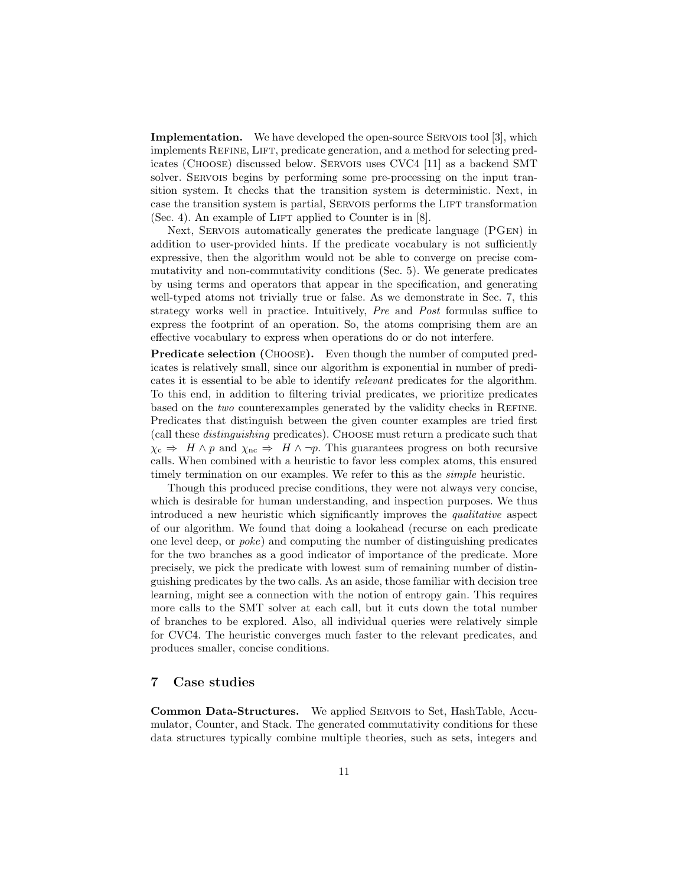**Implementation.** We have developed the open-source SERVOIS tool [3], which implements REFINE, LIFT, predicate generation, and a method for selecting predicates (CHOOSE) discussed below. SERVOIS uses CVC4 [11] as a backend SMT solver. SERVOIS begins by performing some pre-processing on the input transition system. It checks that the transition system is deterministic. Next, in case the transition system is partial, SERVOIS performs the LIFT transformation (Sec. 4). An example of LIFT applied to Counter is in [8].

Next, SERVOIS automatically generates the predicate language (PGEN) in addition to user-provided hints. If the predicate vocabulary is not sufficiently expressive, then the algorithm would not be able to converge on precise commutativity and non-commutativity conditions (Sec. 5). We generate predicates by using terms and operators that appear in the specification, and generating well-typed atoms not trivially true or false. As we demonstrate in Sec. 7, this strategy works well in practice. Intuitively, *Pre* and *Post* formulas suffice to express the footprint of an operation. So, the atoms comprising them are an effective vocabulary to express when operations do or do not interfere.

**Predicate selection (CHOOSE).** Even though the number of computed predicates is relatively small, since our algorithm is exponential in number of predicates it is essential to be able to identify *relevant* predicates for the algorithm. To this end, in addition to filtering trivial predicates, we prioritize predicates based on the *two* counterexamples generated by the validity checks in REFINE. Predicates that distinguish between the given counter examples are tried first (call these *distinguishing* predicates). CHOOSE must return a predicate such that $\chi_c \not\Rightarrow H \wedge p$ and $\chi_{nc} \not\Rightarrow H \wedge \neg p$. This guarantees progress on both recursive calls. When combined with a heuristic to favor less complex atoms, this ensured timely termination on our examples. We refer to this as the *simple* heuristic.

Though this produced precise conditions, they were not always very concise, which is desirable for human understanding, and inspection purposes. We thus introduced a new heuristic which significantly improves the *qualitative* aspect of our algorithm. We found that doing a lookahead (recurse on each predicate one level deep, or *poke*) and computing the number of distinguishing predicates for the two branches as a good indicator of importance of the predicate. More precisely, we pick the predicate with lowest sum of remaining number of distinguishing predicates by the two calls. As an aside, those familiar with decision tree learning, might see a connection with the notion of entropy gain. This requires more calls to the SMT solver at each call, but it cuts down the total number of branches to be explored. Also, all individual queries were relatively simple for CVC4. The heuristic converges much faster to the relevant predicates, and produces smaller, concise conditions.

## 7 Case studies

**Common Data-Structures.** We applied SERVOIS to Set, HashTable, Accumulator, Counter, and Stack. The generated commutativity conditions for these data structures typically combine multiple theories, such as sets, integers and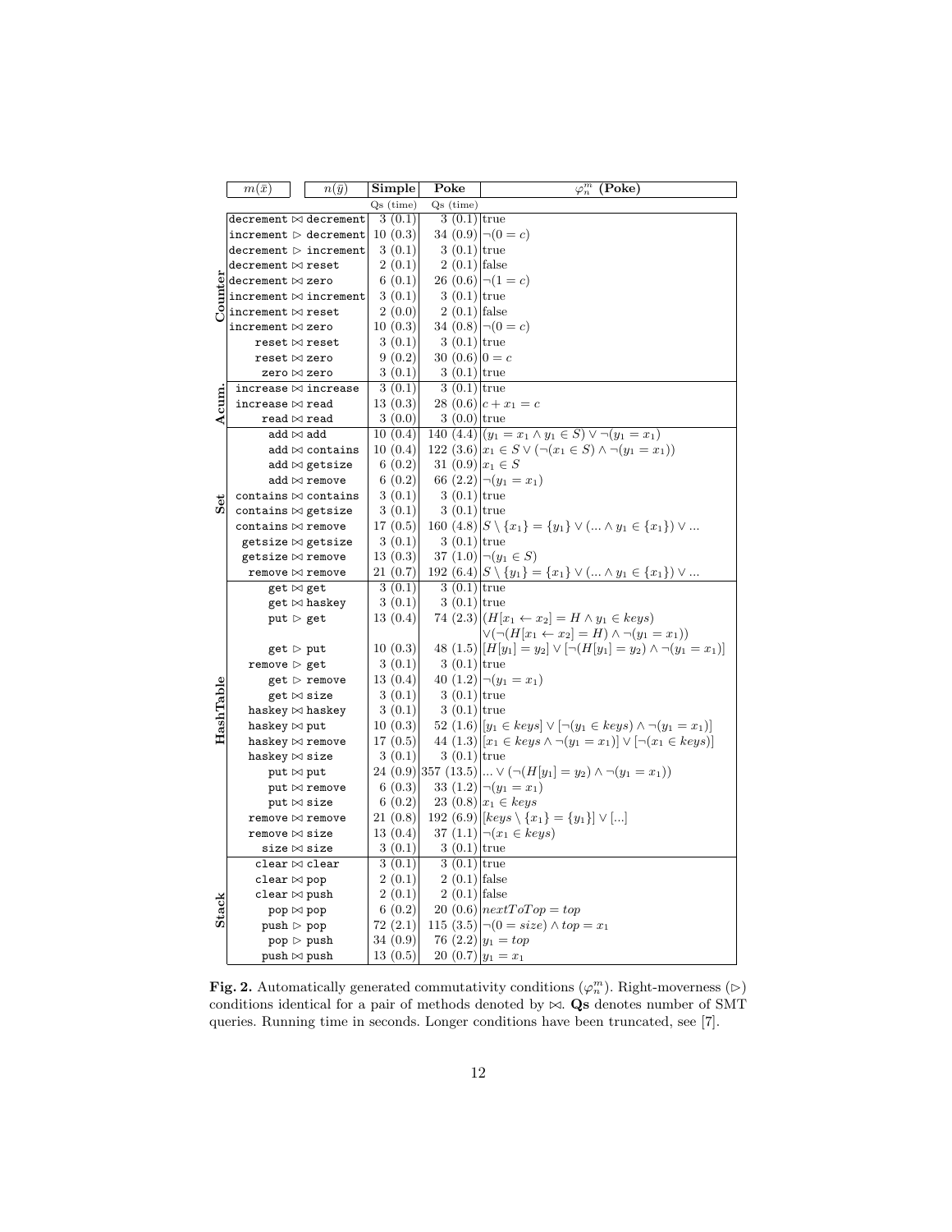| | $m(\bar{x})$ | $n(\bar{y})$ | **Simple** | **Poke** | $\varphi_n^m$ **(Poke)** |
|---|---|---|---|---|---|
| | | | Qs (time) | Qs (time) | |
| **Counter** | decrement $\bowtie$ decrement | | 3 (0.1) | 3 (0.1) | true |
| | increment $\rhd$ decrement | | 10 (0.3) | 34 (0.9) | $\neg(0 = c)$ |
| | decrement $\rhd$ increment | | 3 (0.1) | 3 (0.1) | true |
| | decrement $\bowtie$ reset | | 2 (0.1) | 2 (0.1) | false |
| | decrement $\bowtie$ zero | | 6 (0.1) | 26 (0.6) | $\neg(1 = c)$ |
| | increment $\bowtie$ increment | | 3 (0.1) | 3 (0.1) | true |
| | increment $\bowtie$ reset | | 2 (0.0) | 2 (0.1) | false |
| | increment $\bowtie$ zero | | 10 (0.3) | 34 (0.8) | $\neg(0 = c)$ |
| | reset $\bowtie$ reset | | 3 (0.1) | 3 (0.1) | true |
| | reset $\bowtie$ zero | | 9 (0.2) | 30 (0.6) | $0 = c$ |
| | zero $\bowtie$ zero | | 3 (0.1) | 3 (0.1) | true |
| **Acum.** | increase $\bowtie$ increase | | 3 (0.1) | 3 (0.1) | true |
| | increase $\bowtie$ read | | 13 (0.3) | 28 (0.6) | $c + x_1 = c$ |
| | read $\bowtie$ read | | 3 (0.0) | 3 (0.0) | true |
| **Set** | add $\bowtie$ add | | 10 (0.4) | 140 (4.4) | $(y_1 = x_1 \wedge y_1 \in S) \vee \neg(y_1 = x_1)$ |
| | add $\bowtie$ contains | | 10 (0.4) | 122 (3.6) | $x_1 \in S \vee (\neg(x_1 \in S) \wedge \neg(y_1 = x_1))$ |
| | add $\bowtie$ getsize | | 6 (0.2) | 31 (0.9) | $x_1 \in S$ |
| | add $\bowtie$ remove | | 6 (0.2) | 66 (2.2) | $\neg(y_1 = x_1)$ |
| | contains $\bowtie$ contains | | 3 (0.1) | 3 (0.1) | true |
| | contains $\bowtie$ getsize | | 3 (0.1) | 3 (0.1) | true |
| | contains $\bowtie$ remove | | 17 (0.5) | 160 (4.8) | $S \setminus \{x_1\} = \{y_1\} \vee (... \wedge y_1 \in \{x_1\}) \vee ...$ |
| | getsize $\bowtie$ getsize | | 3 (0.1) | 3 (0.1) | true |
| | getsize $\bowtie$ remove | | 13 (0.3) | 37 (1.0) | $\neg(y_1 \in S)$ |
| | remove $\bowtie$ remove | | 21 (0.7) | 192 (6.4) | $S \setminus \{y_1\} = \{x_1\} \vee (... \wedge y_1 \in \{x_1\}) \vee ...$ |
| **HashTable** | get $\bowtie$ get | | 3 (0.1) | 3 (0.1) | true |
| | get $\bowtie$ haskey | | 3 (0.1) | 3 (0.1) | true |
| | put $\rhd$ get | | 13 (0.4) | 74 (2.3) | $(H[x_1 \leftarrow x_2] = H \wedge y_1 \in keys)$ $\vee(\neg(H[x_1 \leftarrow x_2] = H) \wedge \neg(y_1 = x_1))$ |
| | get $\rhd$ put | | 10 (0.3) | 48 (1.5) | $[H[y_1] = y_2] \vee [\neg(H[y_1] = y_2) \wedge \neg(y_1 = x_1)]$ |
| | remove $\rhd$ get | | 3 (0.1) | 3 (0.1) | true |
| | get $\rhd$ remove | | 13 (0.4) | 40 (1.2) | $\neg(y_1 = x_1)$ |
| | get $\bowtie$ size | | 3 (0.1) | 3 (0.1) | true |
| | haskey $\bowtie$ haskey | | 3 (0.1) | 3 (0.1) | true |
| | haskey $\bowtie$ put | | 10 (0.3) | 52 (1.6) | $[y_1 \in keys] \vee [\neg(y_1 \in keys) \wedge \neg(y_1 = x_1)]$ |
| | haskey $\bowtie$ remove | | 17 (0.5) | 44 (1.3) | $[x_1 \in keys \wedge \neg(y_1 = x_1)] \vee [\neg(x_1 \in keys)]$ |
| | haskey $\bowtie$ size | | 3 (0.1) | 3 (0.1) | true |
| | put $\bowtie$ put | | 24 (0.9) | 357 (13.5) | $... \vee (\neg(H[y_1] = y_2) \wedge \neg(y_1 = x_1))$ |
| | put $\bowtie$ remove | | 6 (0.3) | 33 (1.2) | $\neg(y_1 = x_1)$ |
| | put $\bowtie$ size | | 6 (0.2) | 23 (0.8) | $x_1 \in keys$ |
| | remove $\bowtie$ remove | | 21 (0.8) | 192 (6.9) | $[keys \setminus \{x_1\} = \{y_1\}] \vee [...]$ |
| | remove $\bowtie$ size | | 13 (0.4) | 37 (1.1) | $\neg(x_1 \in keys)$ |
| | size $\bowtie$ size | | 3 (0.1) | 3 (0.1) | true |
| **Stack** | clear $\bowtie$ clear | | 3 (0.1) | 3 (0.1) | true |
| | clear $\bowtie$ pop | | 2 (0.1) | 2 (0.1) | false |
| | clear $\bowtie$ push | | 2 (0.1) | 2 (0.1) | false |
| | pop $\bowtie$ pop | | 6 (0.2) | 20 (0.6) | $nextToTop = top$ |
| | push $\rhd$ pop | | 72 (2.1) | 115 (3.5) | $\neg(0 = size) \wedge top = x_1$ |
| | pop $\rhd$ push | | 34 (0.9) | 76 (2.2) | $y_1 = top$ |
| | push $\bowtie$ push | | 13 (0.5) | 20 (0.7) | $y_1 = x_1$ |

**Fig. 2.** Automatically generated commutativity conditions ($\varphi_n^m$). Right-moverness ($\rhd$) conditions identical for a pair of methods denoted by $\bowtie$. **Qs** denotes number of SMT queries. Running time in seconds. Longer conditions have been truncated, see [7].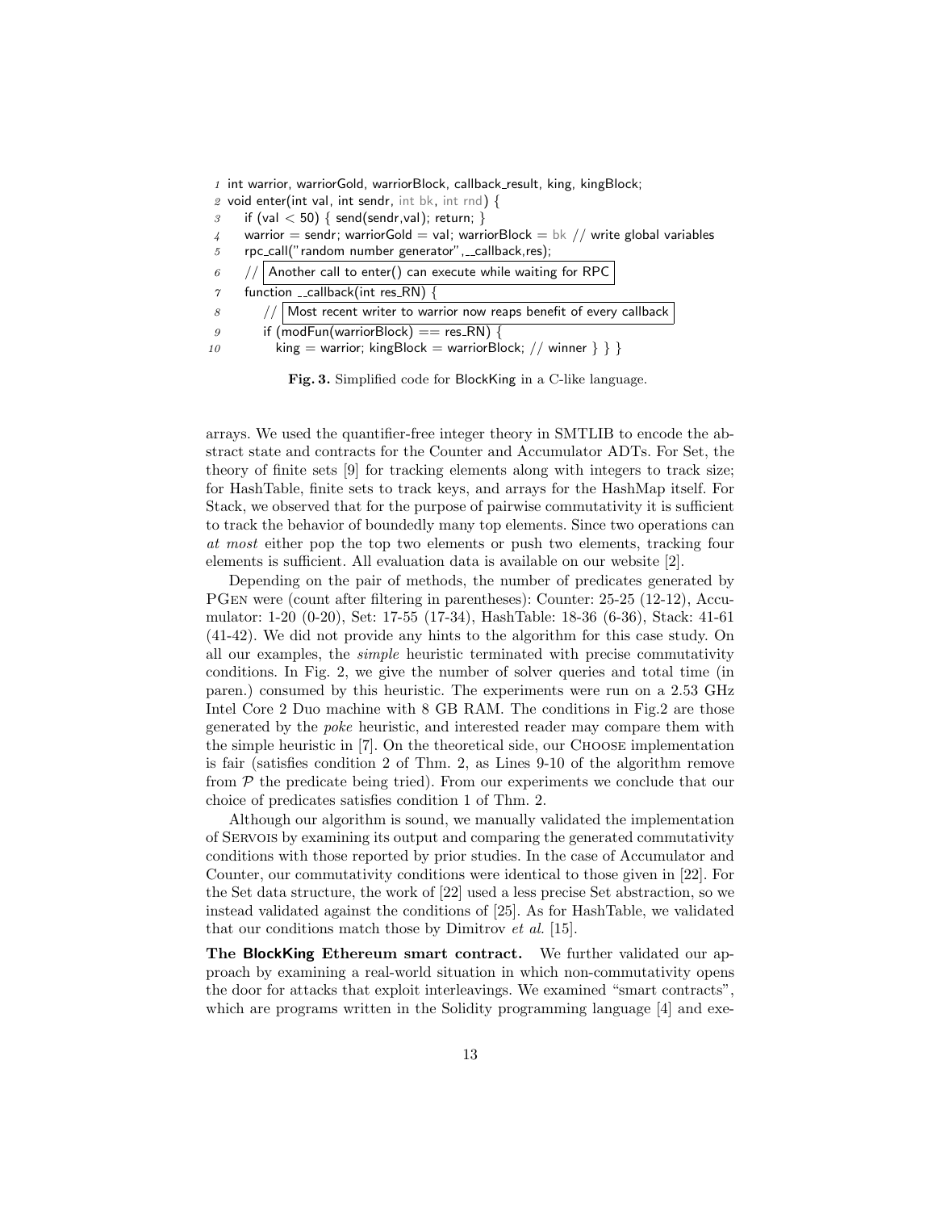```
1  int warrior, warriorGold, warriorBlock, callback_result, king, kingBlock;
2  void enter(int val, int sendr, int bk, int rnd) {
3      if (val < 50) { send(sendr,val); return; }
4      warrior = sendr; warriorGold = val; warriorBlock = bk // write global variables
5      rpc_call("random number generator",__callback,res);
6      // Another call to enter() can execute while waiting for RPC
7      function __callback(int res_RN) {
8          // Most recent writer to warrior now reaps benefit of every callback
9          if (modFun(warriorBlock) == res_RN) {
10             king = warrior; kingBlock = warriorBlock; // winner } } }
```

**Fig. 3.** Simplified code for BlockKing in a C-like language.

arrays. We used the quantifier-free integer theory in SMTLIB to encode the abstract state and contracts for the Counter and Accumulator ADTs. For Set, the theory of finite sets [9] for tracking elements along with integers to track size; for HashTable, finite sets to track keys, and arrays for the HashMap itself. For Stack, we observed that for the purpose of pairwise commutativity it is sufficient to track the behavior of boundedly many top elements. Since two operations can *at most* either pop the top two elements or push two elements, tracking four elements is sufficient. All evaluation data is available on our website [2].

Depending on the pair of methods, the number of predicates generated by PGen were (count after filtering in parentheses): Counter: 25-25 (12-12), Accumulator: 1-20 (0-20), Set: 17-55 (17-34), HashTable: 18-36 (6-36), Stack: 41-61 (41-42). We did not provide any hints to the algorithm for this case study. On all our examples, the *simple* heuristic terminated with precise commutativity conditions. In Fig. 2, we give the number of solver queries and total time (in paren.) consumed by this heuristic. The experiments were run on a 2.53 GHz Intel Core 2 Duo machine with 8 GB RAM. The conditions in Fig.2 are those generated by the *poke* heuristic, and interested reader may compare them with the simple heuristic in [7]. On the theoretical side, our Choose implementation is fair (satisfies condition 2 of Thm. 2, as Lines 9-10 of the algorithm remove from $\mathcal{P}$ the predicate being tried). From our experiments we conclude that our choice of predicates satisfies condition 1 of Thm. 2.

Although our algorithm is sound, we manually validated the implementation of Servois by examining its output and comparing the generated commutativity conditions with those reported by prior studies. In the case of Accumulator and Counter, our commutativity conditions were identical to those given in [22]. For the Set data structure, the work of [22] used a less precise Set abstraction, so we instead validated against the conditions of [25]. As for HashTable, we validated that our conditions match those by Dimitrov *et al.* [15].

**The BlockKing Ethereum smart contract.** We further validated our approach by examining a real-world situation in which non-commutativity opens the door for attacks that exploit interleavings. We examined "smart contracts", which are programs written in the Solidity programming language [4] and exe-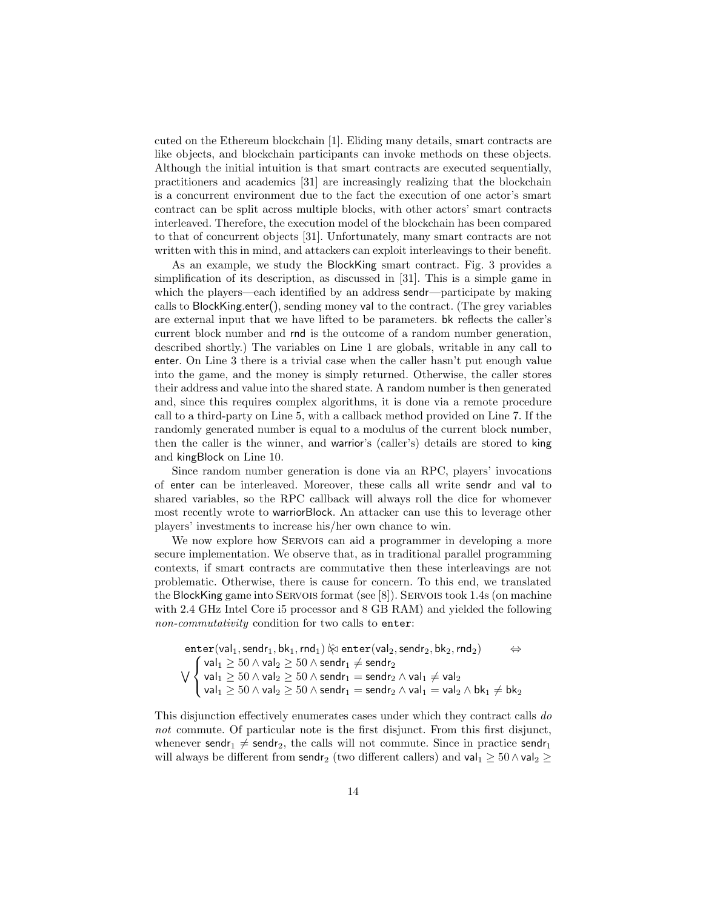cuted on the Ethereum blockchain [1]. Eliding many details, smart contracts are like objects, and blockchain participants can invoke methods on these objects. Although the initial intuition is that smart contracts are executed sequentially, practitioners and academics [31] are increasingly realizing that the blockchain is a concurrent environment due to the fact the execution of one actor's smart contract can be split across multiple blocks, with other actors' smart contracts interleaved. Therefore, the execution model of the blockchain has been compared to that of concurrent objects [31]. Unfortunately, many smart contracts are not written with this in mind, and attackers can exploit interleavings to their benefit.

As an example, we study the BlockKing smart contract. Fig. 3 provides a simplification of its description, as discussed in [31]. This is a simple game in which the players—each identified by an address sendr—participate by making calls to BlockKing.enter(), sending money val to the contract. (The grey variables are external input that we have lifted to be parameters. bk reflects the caller's current block number and rnd is the outcome of a random number generation, described shortly.) The variables on Line 1 are globals, writable in any call to enter. On Line 3 there is a trivial case when the caller hasn't put enough value into the game, and the money is simply returned. Otherwise, the caller stores their address and value into the shared state. A random number is then generated and, since this requires complex algorithms, it is done via a remote procedure call to a third-party on Line 5, with a callback method provided on Line 7. If the randomly generated number is equal to a modulus of the current block number, then the caller is the winner, and warrior's (caller's) details are stored to king and kingBlock on Line 10.

Since random number generation is done via an RPC, players' invocations of enter can be interleaved. Moreover, these calls all write sendr and val to shared variables, so the RPC callback will always roll the dice for whomever most recently wrote to warriorBlock. An attacker can use this to leverage other players' investments to increase his/her own chance to win.

We now explore how Servois can aid a programmer in developing a more secure implementation. We observe that, as in traditional parallel programming contexts, if smart contracts are commutative then these interleavings are not problematic. Otherwise, there is cause for concern. To this end, we translated the BlockKing game into Servois format (see [8]). Servois took 1.4s (on machine with 2.4 GHz Intel Core i5 processor and 8 GB RAM) and yielded the following *non-commutativity* condition for two calls to enter:

$$
\begin{aligned}
&\texttt{enter}(\mathsf{val}_1, \mathsf{sendr}_1, \mathsf{bk}_1, \mathsf{rnd}_1) \not\bowtie \texttt{enter}(\mathsf{val}_2, \mathsf{sendr}_2, \mathsf{bk}_2, \mathsf{rnd}_2) \qquad \Leftrightarrow \\
&\bigvee \begin{cases}
\mathsf{val}_1 \geq 50 \wedge \mathsf{val}_2 \geq 50 \wedge \mathsf{sendr}_1 \neq \mathsf{sendr}_2 \\
\mathsf{val}_1 \geq 50 \wedge \mathsf{val}_2 \geq 50 \wedge \mathsf{sendr}_1 = \mathsf{sendr}_2 \wedge \mathsf{val}_1 \neq \mathsf{val}_2 \\
\mathsf{val}_1 \geq 50 \wedge \mathsf{val}_2 \geq 50 \wedge \mathsf{sendr}_1 = \mathsf{sendr}_2 \wedge \mathsf{val}_1 = \mathsf{val}_2 \wedge \mathsf{bk}_1 \neq \mathsf{bk}_2
\end{cases}
\end{aligned}
$$

This disjunction effectively enumerates cases under which they contract calls *do not* commute. Of particular note is the first disjunct. From this first disjunct, whenever $\mathsf{sendr}_1 \neq \mathsf{sendr}_2$, the calls will not commute. Since in practice $\mathsf{sendr}_1$ will always be different from $\mathsf{sendr}_2$ (two different callers) and $\mathsf{val}_1 \geq 50 \wedge \mathsf{val}_2 \geq$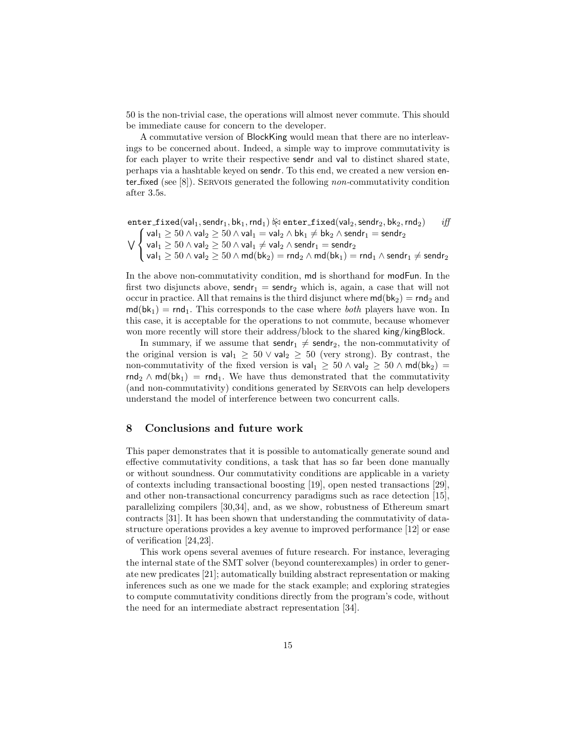50 is the non-trivial case, the operations will almost never commute. This should be immediate cause for concern to the developer.

A commutative version of BlockKing would mean that there are no interleavings to be concerned about. Indeed, a simple way to improve commutativity is for each player to write their respective sendr and val to distinct shared state, perhaps via a hashtable keyed on sendr. To this end, we created a new version enter_fixed (see [8]). Servois generated the following *non*-commutativity condition after 3.5s.

$$\texttt{enter\_fixed}(\mathsf{val}_1, \mathsf{sendr}_1, \mathsf{bk}_1, \mathsf{rnd}_1) \not\bowtie \texttt{enter\_fixed}(\mathsf{val}_2, \mathsf{sendr}_2, \mathsf{bk}_2, \mathsf{rnd}_2) \quad \textit{iff}$$
$$\bigvee \begin{cases} \mathsf{val}_1 \geq 50 \wedge \mathsf{val}_2 \geq 50 \wedge \mathsf{val}_1 = \mathsf{val}_2 \wedge \mathsf{bk}_1 \neq \mathsf{bk}_2 \wedge \mathsf{sendr}_1 = \mathsf{sendr}_2 \\ \mathsf{val}_1 \geq 50 \wedge \mathsf{val}_2 \geq 50 \wedge \mathsf{val}_1 \neq \mathsf{val}_2 \wedge \mathsf{sendr}_1 = \mathsf{sendr}_2 \\ \mathsf{val}_1 \geq 50 \wedge \mathsf{val}_2 \geq 50 \wedge \mathsf{md}(\mathsf{bk}_2) = \mathsf{rnd}_2 \wedge \mathsf{md}(\mathsf{bk}_1) = \mathsf{rnd}_1 \wedge \mathsf{sendr}_1 \neq \mathsf{sendr}_2 \end{cases}$$

In the above non-commutativity condition, md is shorthand for modFun. In the first two disjuncts above, $\mathsf{sendr}_1 = \mathsf{sendr}_2$ which is, again, a case that will not occur in practice. All that remains is the third disjunct where $\mathsf{md}(\mathsf{bk}_2) = \mathsf{rnd}_2$ and $\mathsf{md}(\mathsf{bk}_1) = \mathsf{rnd}_1$. This corresponds to the case where *both* players have won. In this case, it is acceptable for the operations to not commute, because whomever won more recently will store their address/block to the shared king/kingBlock.

In summary, if we assume that $\mathsf{sendr}_1 \neq \mathsf{sendr}_2$, the non-commutativity of the original version is $\mathsf{val}_1 \geq 50 \vee \mathsf{val}_2 \geq 50$ (very strong). By contrast, the non-commutativity of the fixed version is $\mathsf{val}_1 \geq 50 \wedge \mathsf{val}_2 \geq 50 \wedge \mathsf{md}(\mathsf{bk}_2) = \mathsf{rnd}_2 \wedge \mathsf{md}(\mathsf{bk}_1) = \mathsf{rnd}_1$. We have thus demonstrated that the commutativity (and non-commutativity) conditions generated by Servois can help developers understand the model of interference between two concurrent calls.

## 8 Conclusions and future work

This paper demonstrates that it is possible to automatically generate sound and effective commutativity conditions, a task that has so far been done manually or without soundness. Our commutativity conditions are applicable in a variety of contexts including transactional boosting [19], open nested transactions [29], and other non-transactional concurrency paradigms such as race detection [15], parallelizing compilers [30,34], and, as we show, robustness of Ethereum smart contracts [31]. It has been shown that understanding the commutativity of data-structure operations provides a key avenue to improved performance [12] or ease of verification [24,23].

This work opens several avenues of future research. For instance, leveraging the internal state of the SMT solver (beyond counterexamples) in order to generate new predicates [21]; automatically building abstract representation or making inferences such as one we made for the stack example; and exploring strategies to compute commutativity conditions directly from the program's code, without the need for an intermediate abstract representation [34].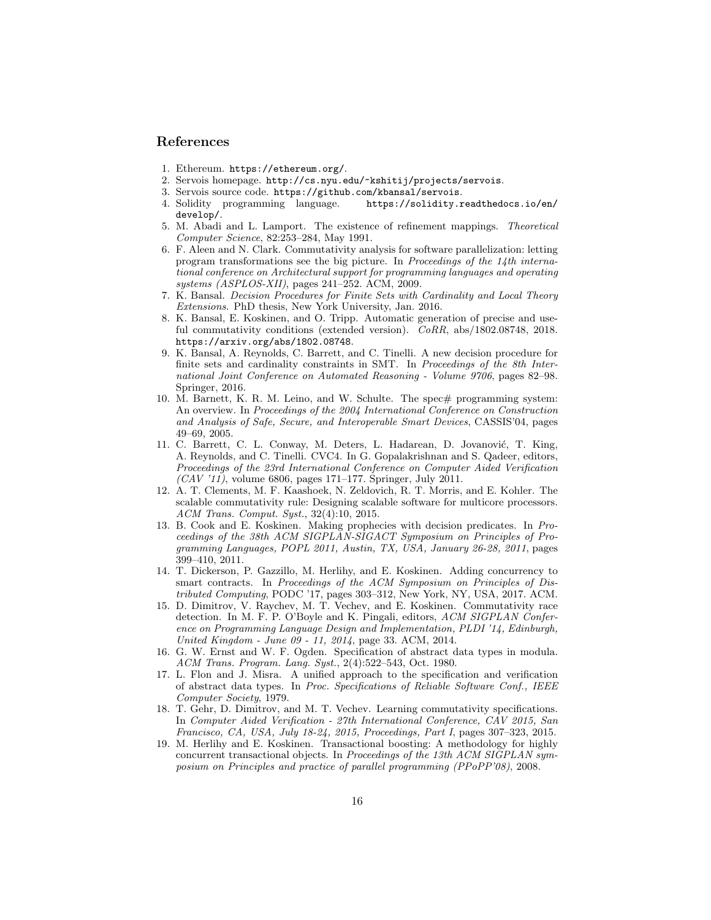## References

1. Ethereum. `https://ethereum.org/`.
2. Servois homepage. `http://cs.nyu.edu/~kshitij/projects/servois`.
3. Servois source code. `https://github.com/kbansal/servois`.
4. Solidity programming language. `https://solidity.readthedocs.io/en/develop/`.
5. M. Abadi and L. Lamport. The existence of refinement mappings. *Theoretical Computer Science*, 82:253–284, May 1991.
6. F. Aleen and N. Clark. Commutativity analysis for software parallelization: letting program transformations see the big picture. In *Proceedings of the 14th international conference on Architectural support for programming languages and operating systems (ASPLOS-XII)*, pages 241–252. ACM, 2009.
7. K. Bansal. *Decision Procedures for Finite Sets with Cardinality and Local Theory Extensions*. PhD thesis, New York University, Jan. 2016.
8. K. Bansal, E. Koskinen, and O. Tripp. Automatic generation of precise and useful commutativity conditions (extended version). *CoRR*, abs/1802.08748, 2018. `https://arxiv.org/abs/1802.08748`.
9. K. Bansal, A. Reynolds, C. Barrett, and C. Tinelli. A new decision procedure for finite sets and cardinality constraints in SMT. In *Proceedings of the 8th International Joint Conference on Automated Reasoning - Volume 9706*, pages 82–98. Springer, 2016.
10. M. Barnett, K. R. M. Leino, and W. Schulte. The spec# programming system: An overview. In *Proceedings of the 2004 International Conference on Construction and Analysis of Safe, Secure, and Interoperable Smart Devices*, CASSIS'04, pages 49–69, 2005.
11. C. Barrett, C. L. Conway, M. Deters, L. Hadarean, D. Jovanović, T. King, A. Reynolds, and C. Tinelli. CVC4. In G. Gopalakrishnan and S. Qadeer, editors, *Proceedings of the 23rd International Conference on Computer Aided Verification (CAV '11)*, volume 6806, pages 171–177. Springer, July 2011.
12. A. T. Clements, M. F. Kaashoek, N. Zeldovich, R. T. Morris, and E. Kohler. The scalable commutativity rule: Designing scalable software for multicore processors. *ACM Trans. Comput. Syst.*, 32(4):10, 2015.
13. B. Cook and E. Koskinen. Making prophecies with decision predicates. In *Proceedings of the 38th ACM SIGPLAN-SIGACT Symposium on Principles of Programming Languages, POPL 2011, Austin, TX, USA, January 26-28, 2011*, pages 399–410, 2011.
14. T. Dickerson, P. Gazzillo, M. Herlihy, and E. Koskinen. Adding concurrency to smart contracts. In *Proceedings of the ACM Symposium on Principles of Distributed Computing*, PODC '17, pages 303–312, New York, NY, USA, 2017. ACM.
15. D. Dimitrov, V. Raychev, M. T. Vechev, and E. Koskinen. Commutativity race detection. In M. F. P. O'Boyle and K. Pingali, editors, *ACM SIGPLAN Conference on Programming Language Design and Implementation, PLDI '14, Edinburgh, United Kingdom - June 09 - 11, 2014*, page 33. ACM, 2014.
16. G. W. Ernst and W. F. Ogden. Specification of abstract data types in modula. *ACM Trans. Program. Lang. Syst.*, 2(4):522–543, Oct. 1980.
17. L. Flon and J. Misra. A unified approach to the specification and verification of abstract data types. In *Proc. Specifications of Reliable Software Conf., IEEE Computer Society*, 1979.
18. T. Gehr, D. Dimitrov, and M. T. Vechev. Learning commutativity specifications. In *Computer Aided Verification - 27th International Conference, CAV 2015, San Francisco, CA, USA, July 18-24, 2015, Proceedings, Part I*, pages 307–323, 2015.
19. M. Herlihy and E. Koskinen. Transactional boosting: A methodology for highly concurrent transactional objects. In *Proceedings of the 13th ACM SIGPLAN symposium on Principles and practice of parallel programming (PPoPP'08)*, 2008.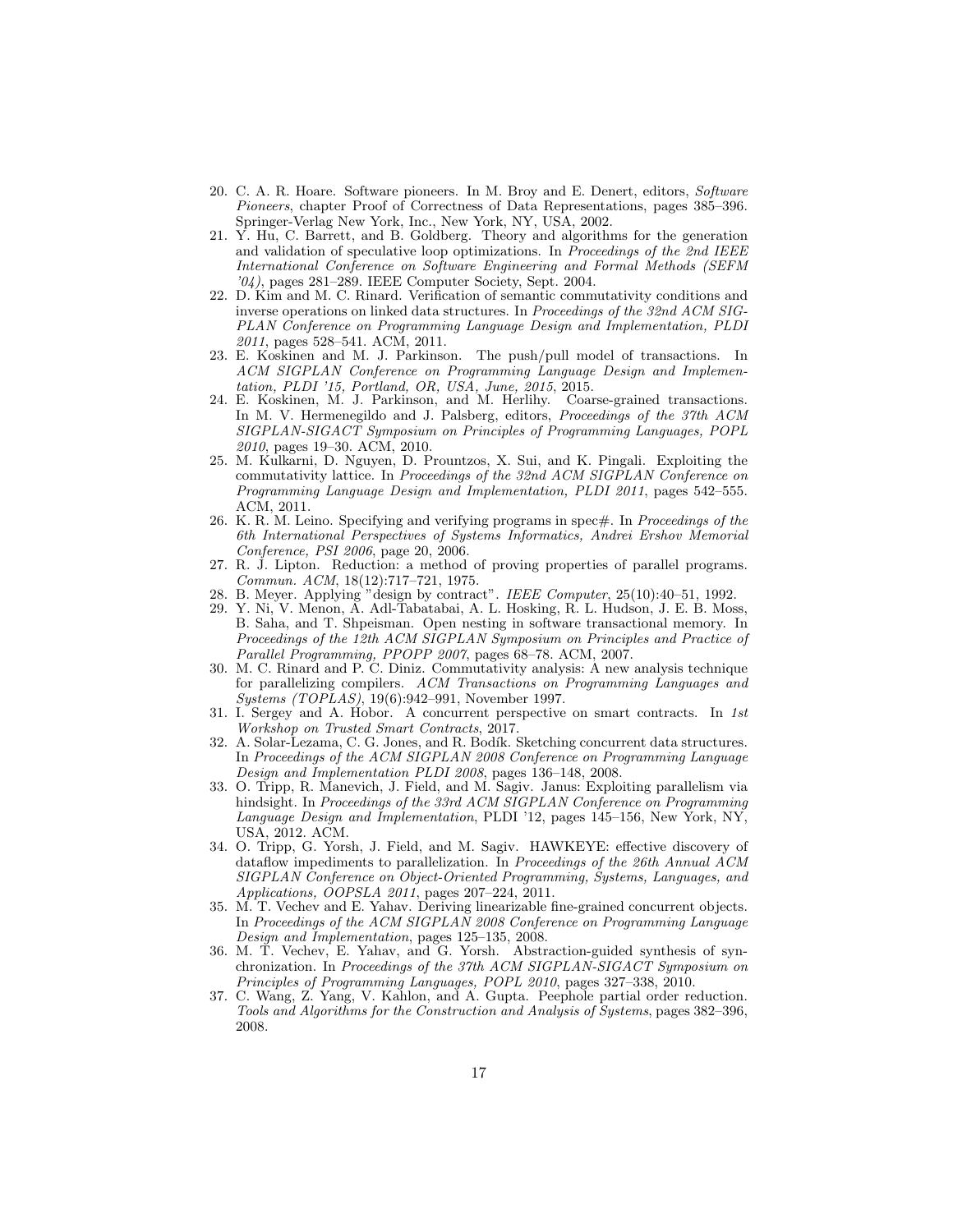20. C. A. R. Hoare. Software pioneers. In M. Broy and E. Denert, editors, *Software Pioneers*, chapter Proof of Correctness of Data Representations, pages 385–396. Springer-Verlag New York, Inc., New York, NY, USA, 2002.
21. Y. Hu, C. Barrett, and B. Goldberg. Theory and algorithms for the generation and validation of speculative loop optimizations. In *Proceedings of the 2nd IEEE International Conference on Software Engineering and Formal Methods (SEFM '04)*, pages 281–289. IEEE Computer Society, Sept. 2004.
22. D. Kim and M. C. Rinard. Verification of semantic commutativity conditions and inverse operations on linked data structures. In *Proceedings of the 32nd ACM SIGPLAN Conference on Programming Language Design and Implementation, PLDI 2011*, pages 528–541. ACM, 2011.
23. E. Koskinen and M. J. Parkinson. The push/pull model of transactions. In *ACM SIGPLAN Conference on Programming Language Design and Implementation, PLDI '15, Portland, OR, USA, June, 2015*, 2015.
24. E. Koskinen, M. J. Parkinson, and M. Herlihy. Coarse-grained transactions. In M. V. Hermenegildo and J. Palsberg, editors, *Proceedings of the 37th ACM SIGPLAN-SIGACT Symposium on Principles of Programming Languages, POPL 2010*, pages 19–30. ACM, 2010.
25. M. Kulkarni, D. Nguyen, D. Prountzos, X. Sui, and K. Pingali. Exploiting the commutativity lattice. In *Proceedings of the 32nd ACM SIGPLAN Conference on Programming Language Design and Implementation, PLDI 2011*, pages 542–555. ACM, 2011.
26. K. R. M. Leino. Specifying and verifying programs in spec#. In *Proceedings of the 6th International Perspectives of Systems Informatics, Andrei Ershov Memorial Conference, PSI 2006*, page 20, 2006.
27. R. J. Lipton. Reduction: a method of proving properties of parallel programs. *Commun. ACM*, 18(12):717–721, 1975.
28. B. Meyer. Applying "design by contract". *IEEE Computer*, 25(10):40–51, 1992.
29. Y. Ni, V. Menon, A. Adl-Tabatabai, A. L. Hosking, R. L. Hudson, J. E. B. Moss, B. Saha, and T. Shpeisman. Open nesting in software transactional memory. In *Proceedings of the 12th ACM SIGPLAN Symposium on Principles and Practice of Parallel Programming, PPOPP 2007*, pages 68–78. ACM, 2007.
30. M. C. Rinard and P. C. Diniz. Commutativity analysis: A new analysis technique for parallelizing compilers. *ACM Transactions on Programming Languages and Systems (TOPLAS)*, 19(6):942–991, November 1997.
31. I. Sergey and A. Hobor. A concurrent perspective on smart contracts. In *1st Workshop on Trusted Smart Contracts*, 2017.
32. A. Solar-Lezama, C. G. Jones, and R. Bodík. Sketching concurrent data structures. In *Proceedings of the ACM SIGPLAN 2008 Conference on Programming Language Design and Implementation PLDI 2008*, pages 136–148, 2008.
33. O. Tripp, R. Manevich, J. Field, and M. Sagiv. Janus: Exploiting parallelism via hindsight. In *Proceedings of the 33rd ACM SIGPLAN Conference on Programming Language Design and Implementation*, PLDI '12, pages 145–156, New York, NY, USA, 2012. ACM.
34. O. Tripp, G. Yorsh, J. Field, and M. Sagiv. HAWKEYE: effective discovery of dataflow impediments to parallelization. In *Proceedings of the 26th Annual ACM SIGPLAN Conference on Object-Oriented Programming, Systems, Languages, and Applications, OOPSLA 2011*, pages 207–224, 2011.
35. M. T. Vechev and E. Yahav. Deriving linearizable fine-grained concurrent objects. In *Proceedings of the ACM SIGPLAN 2008 Conference on Programming Language Design and Implementation*, pages 125–135, 2008.
36. M. T. Vechev, E. Yahav, and G. Yorsh. Abstraction-guided synthesis of synchronization. In *Proceedings of the 37th ACM SIGPLAN-SIGACT Symposium on Principles of Programming Languages, POPL 2010*, pages 327–338, 2010.
37. C. Wang, Z. Yang, V. Kahlon, and A. Gupta. Peephole partial order reduction. *Tools and Algorithms for the Construction and Analysis of Systems*, pages 382–396, 2008.